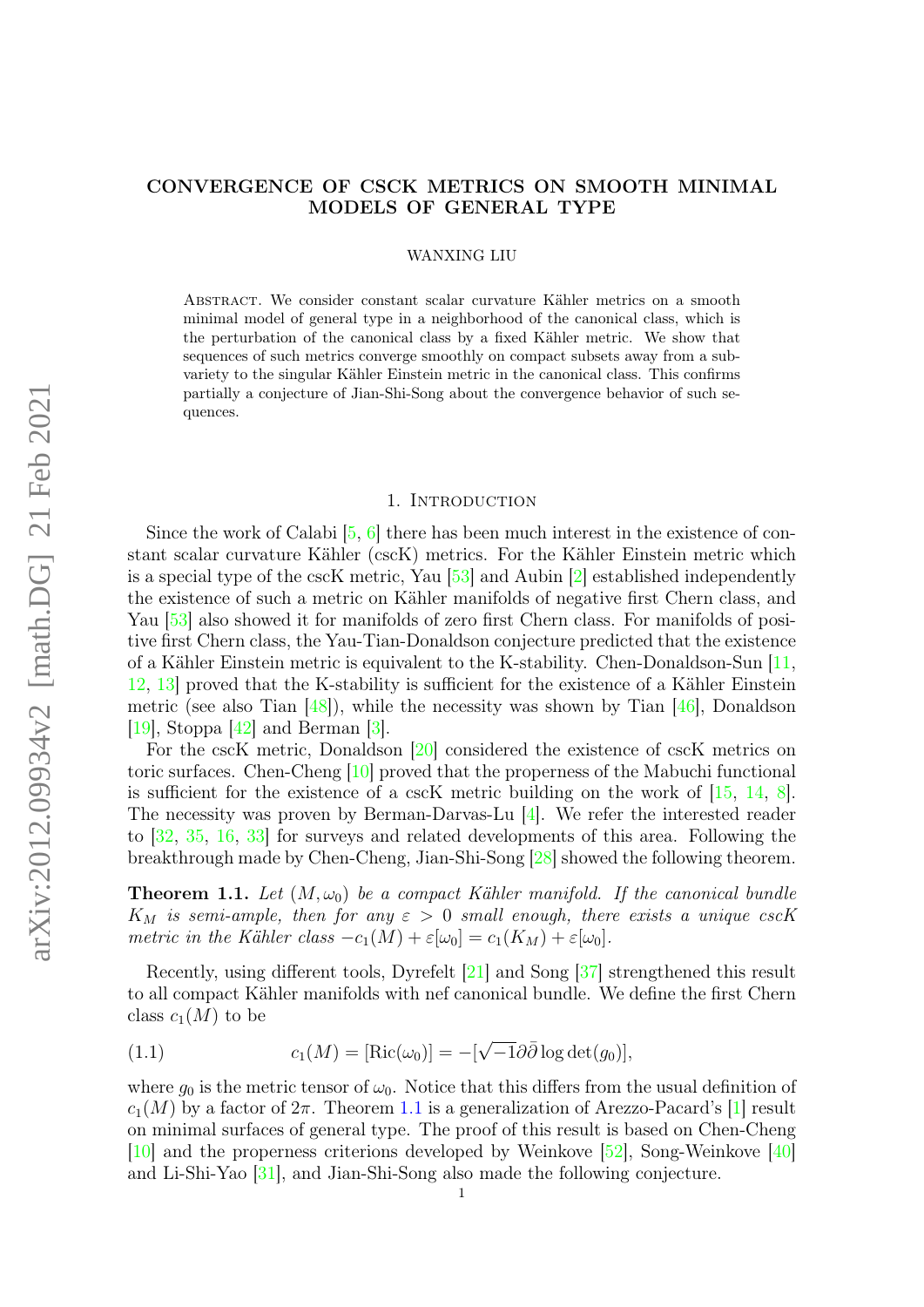# CONVERGENCE OF CSCK METRICS ON SMOOTH MINIMAL MODELS OF GENERAL TYPE

WANXING LIU

Abstract. We consider constant scalar curvature Kähler metrics on a smooth minimal model of general type in a neighborhood of the canonical class, which is the perturbation of the canonical class by a fixed Kähler metric. We show that sequences of such metrics converge smoothly on compact subsets away from a subvariety to the singular Kähler Einstein metric in the canonical class. This confirms partially a conjecture of Jian-Shi-Song about the convergence behavior of such sequences.

## 1. Introduction

Since the work of Calabi [5, 6] there has been much interest in the existence of constant scalar curvature Kähler (cscK) metrics. For the Kähler Einstein metric which is a special type of the cscK metric, Yau [53] and Aubin [2] established independently the existence of such a metric on Kähler manifolds of negative first Chern class, and Yau [53] also showed it for manifolds of zero first Chern class. For manifolds of positive first Chern class, the Yau-Tian-Donaldson conjecture predicted that the existence of a Kähler Einstein metric is equivalent to the K-stability. Chen-Donaldson-Sun [11, 12, 13] proved that the K-stability is sufficient for the existence of a Kähler Einstein metric (see also Tian [48]), while the necessity was shown by Tian [46], Donaldson [19], Stoppa [42] and Berman [3].

For the cscK metric, Donaldson [20] considered the existence of cscK metrics on toric surfaces. Chen-Cheng [10] proved that the properness of the Mabuchi functional is sufficient for the existence of a cscK metric building on the work of [15, 14, 8]. The necessity was proven by Berman-Darvas-Lu [4]. We refer the interested reader to [32, 35, 16, 33] for surveys and related developments of this area. Following the breakthrough made by Chen-Cheng, Jian-Shi-Song [28] showed the following theorem.

**Theorem 1.1.** *Let $(M, \omega_0)$ be a compact Kähler manifold. If the canonical bundle $K_M$ is semi-ample, then for any $\varepsilon > 0$ small enough, there exists a unique cscK metric in the Kähler class $-c_1(M) + \varepsilon[\omega_0] = c_1(K_M) + \varepsilon[\omega_0]$.*

Recently, using different tools, Dyrefelt [21] and Song [37] strengthened this result to all compact Kähler manifolds with nef canonical bundle. We define the first Chern class $c_1(M)$ to be

$$c_1(M) = [\mathrm{Ric}(\omega_0)] = -[\sqrt{-1}\partial\bar{\partial}\log\det(g_0)], \tag{1.1}$$

where $g_0$ is the metric tensor of $\omega_0$. Notice that this differs from the usual definition of $c_1(M)$ by a factor of $2\pi$. Theorem 1.1 is a generalization of Arezzo-Pacard's [1] result on minimal surfaces of general type. The proof of this result is based on Chen-Cheng [10] and the properness criterions developed by Weinkove [52], Song-Weinkove [40] and Li-Shi-Yao [31], and Jian-Shi-Song also made the following conjecture.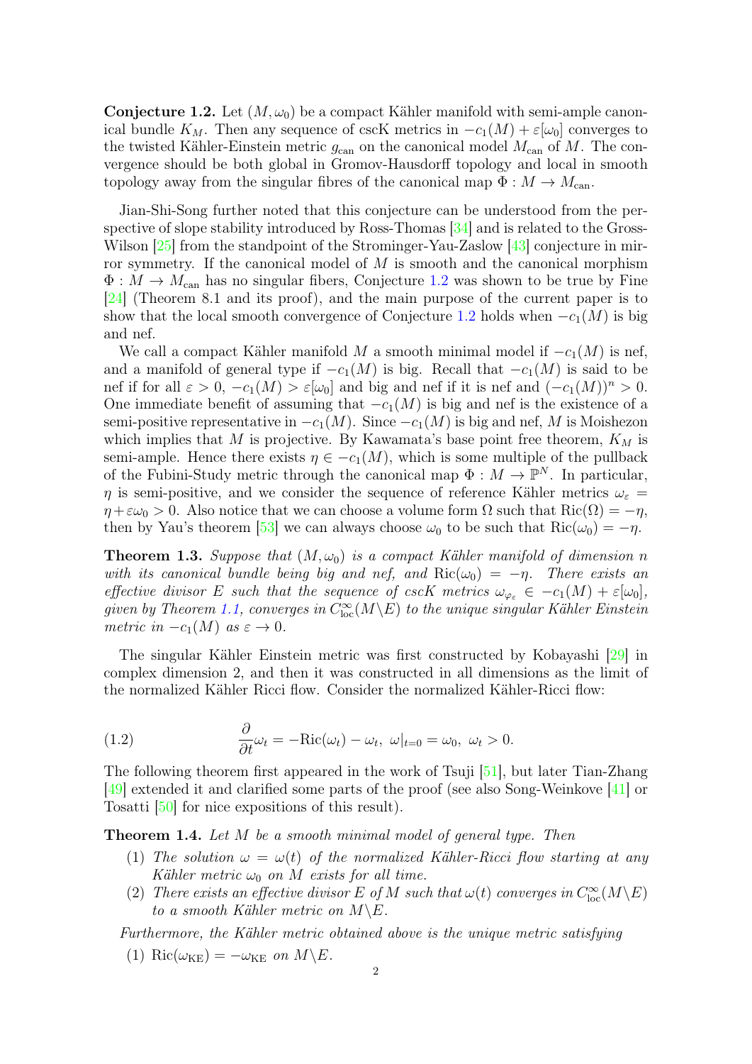**Conjecture 1.2.** *Let $(M, \omega_0)$ be a compact Kähler manifold with semi-ample canonical bundle $K_M$. Then any sequence of cscK metrics in $-c_1(M) + \varepsilon[\omega_0]$ converges to the twisted Kähler-Einstein metric $g_{\text{can}}$ on the canonical model $M_{\text{can}}$ of $M$. The convergence should be both global in Gromov-Hausdorff topology and local in smooth topology away from the singular fibres of the canonical map $\Phi : M \to M_{\text{can}}$.*

Jian-Shi-Song further noted that this conjecture can be understood from the perspective of slope stability introduced by Ross-Thomas [34] and is related to the Gross-Wilson [25] from the standpoint of the Strominger-Yau-Zaslow [43] conjecture in mirror symmetry. If the canonical model of $M$ is smooth and the canonical morphism $\Phi : M \to M_{\text{can}}$ has no singular fibers, Conjecture 1.2 was shown to be true by Fine [24] (Theorem 8.1 and its proof), and the main purpose of the current paper is to show that the local smooth convergence of Conjecture 1.2 holds when $-c_1(M)$ is big and nef.

We call a compact Kähler manifold $M$ a smooth minimal model if $-c_1(M)$ is nef, and a manifold of general type if $-c_1(M)$ is big. Recall that $-c_1(M)$ is said to be nef if for all $\varepsilon > 0$, $-c_1(M) > \varepsilon[\omega_0]$ and big and nef if it is nef and $(-c_1(M))^n > 0$. One immediate benefit of assuming that $-c_1(M)$ is big and nef is the existence of a semi-positive representative in $-c_1(M)$. Since $-c_1(M)$ is big and nef, $M$ is Moishezon which implies that $M$ is projective. By Kawamata's base point free theorem, $K_M$ is semi-ample. Hence there exists $\eta \in -c_1(M)$, which is some multiple of the pullback of the Fubini-Study metric through the canonical map $\Phi : M \to \mathbb{P}^N$. In particular, $\eta$ is semi-positive, and we consider the sequence of reference Kähler metrics $\omega_\varepsilon = \eta + \varepsilon\omega_0 > 0$. Also notice that we can choose a volume form $\Omega$ such that $\text{Ric}(\Omega) = -\eta$, then by Yau's theorem [53] we can always choose $\omega_0$ to be such that $\text{Ric}(\omega_0) = -\eta$.

**Theorem 1.3.** *Suppose that $(M, \omega_0)$ is a compact Kähler manifold of dimension $n$ with its canonical bundle being big and nef, and $\text{Ric}(\omega_0) = -\eta$. There exists an effective divisor $E$ such that the sequence of cscK metrics $\omega_{\varphi_\varepsilon} \in -c_1(M) + \varepsilon[\omega_0]$, given by Theorem 1.1, converges in $C^\infty_{\text{loc}}(M\backslash E)$ to the unique singular Kähler Einstein metric in $-c_1(M)$ as $\varepsilon \to 0$.*

The singular Kähler Einstein metric was first constructed by Kobayashi [29] in complex dimension 2, and then it was constructed in all dimensions as the limit of the normalized Kähler Ricci flow. Consider the normalized Kähler-Ricci flow:

$$\frac{\partial}{\partial t}\omega_t = -\text{Ric}(\omega_t) - \omega_t, \ \omega|_{t=0} = \omega_0, \ \omega_t > 0. \tag{1.2}$$

The following theorem first appeared in the work of Tsuji [51], but later Tian-Zhang [49] extended it and clarified some parts of the proof (see also Song-Weinkove [41] or Tosatti [50] for nice expositions of this result).

**Theorem 1.4.** *Let $M$ be a smooth minimal model of general type. Then*

1. *The solution $\omega = \omega(t)$ of the normalized Kähler-Ricci flow starting at any Kähler metric $\omega_0$ on $M$ exists for all time.*
2. *There exists an effective divisor $E$ of $M$ such that $\omega(t)$ converges in $C^\infty_{\text{loc}}(M\backslash E)$ to a smooth Kähler metric on $M\backslash E$.*

*Furthermore, the Kähler metric obtained above is the unique metric satisfying*

1. *$\text{Ric}(\omega_{\text{KE}}) = -\omega_{\text{KE}}$ on $M\backslash E$.*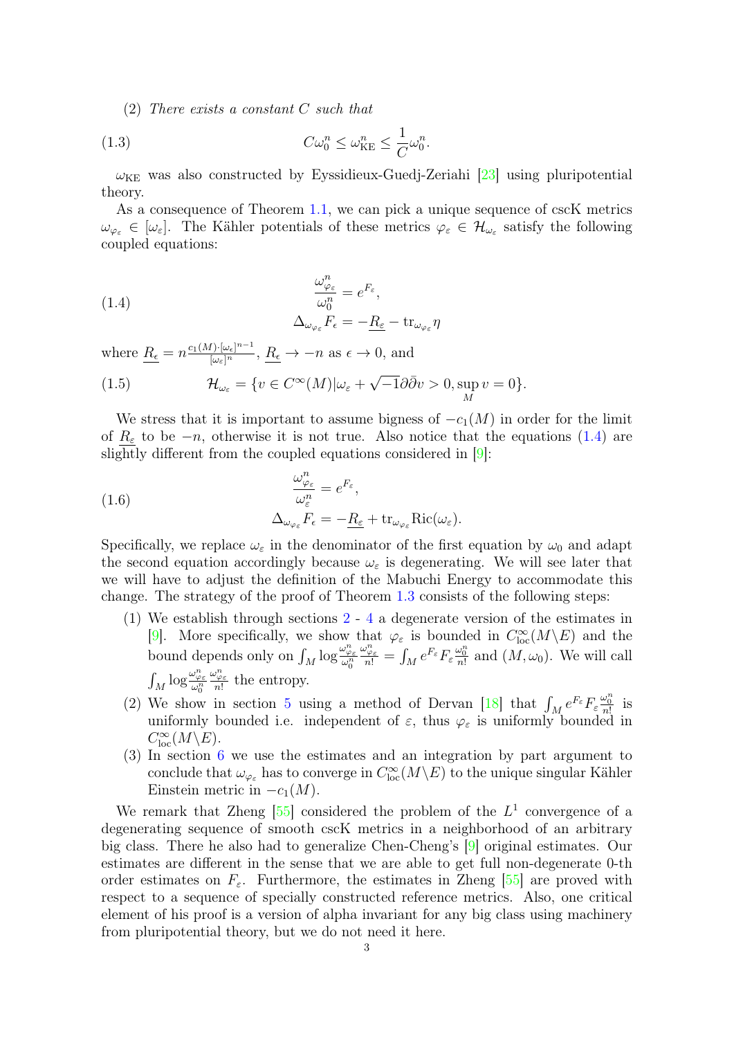(2) *There exists a constant $C$ such that*

$$C\omega_0^n \leq \omega_{\mathrm{KE}}^n \leq \frac{1}{C}\omega_0^n. \tag{1.3}$$

$\omega_{\mathrm{KE}}$ was also constructed by Eyssidieux-Guedj-Zeriahi [23] using pluripotential theory.

As a consequence of Theorem 1.1, we can pick a unique sequence of cscK metrics $\omega_{\varphi_\varepsilon} \in [\omega_\varepsilon]$. The Kähler potentials of these metrics $\varphi_\varepsilon \in \mathcal{H}_{\omega_\varepsilon}$ satisfy the following coupled equations:

$$\begin{aligned} \frac{\omega_{\varphi_\varepsilon}^n}{\omega_0^n} &= e^{F_\varepsilon}, \\ \Delta_{\omega_{\varphi_\varepsilon}} F_\epsilon &= -\underline{R_\varepsilon} - \mathrm{tr}_{\omega_{\varphi_\varepsilon}}\eta \end{aligned} \tag{1.4}$$

where $\underline{R_\epsilon} = n\frac{c_1(M)\cdot[\omega_\epsilon]^{n-1}}{[\omega_\varepsilon]^n}$, $\underline{R_\epsilon} \to -n$ as $\epsilon \to 0$, and

$$\mathcal{H}_{\omega_\varepsilon} = \{v \in C^\infty(M) | \omega_\varepsilon + \sqrt{-1}\partial\bar{\partial}v > 0, \sup_M v = 0\}. \tag{1.5}$$

We stress that it is important to assume bigness of $-c_1(M)$ in order for the limit of $\underline{R_\varepsilon}$ to be $-n$, otherwise it is not true. Also notice that the equations (1.4) are slightly different from the coupled equations considered in [9]:

$$\begin{aligned} \frac{\omega_{\varphi_\varepsilon}^n}{\omega_\varepsilon^n} &= e^{F_\varepsilon}, \\ \Delta_{\omega_{\varphi_\varepsilon}} F_\epsilon &= -\underline{R_\varepsilon} + \mathrm{tr}_{\omega_{\varphi_\varepsilon}}\mathrm{Ric}(\omega_\varepsilon). \end{aligned} \tag{1.6}$$

Specifically, we replace $\omega_\varepsilon$ in the denominator of the first equation by $\omega_0$ and adapt the second equation accordingly because $\omega_\varepsilon$ is degenerating. We will see later that we will have to adjust the definition of the Mabuchi Energy to accommodate this change. The strategy of the proof of Theorem 1.3 consists of the following steps:

(1) We establish through sections 2 - 4 a degenerate version of the estimates in [9]. More specifically, we show that $\varphi_\varepsilon$ is bounded in $C^\infty_{\mathrm{loc}}(M\backslash E)$ and the bound depends only on $\int_M \log\frac{\omega_{\varphi_\varepsilon}^n}{\omega_0^n}\frac{\omega_{\varphi_\varepsilon}^n}{n!} = \int_M e^{F_\varepsilon}F_\varepsilon\frac{\omega_0^n}{n!}$ and $(M, \omega_0)$. We will call $\int_M \log\frac{\omega_{\varphi_\varepsilon}^n}{\omega_0^n}\frac{\omega_{\varphi_\varepsilon}^n}{n!}$ the entropy.

(2) We show in section 5 using a method of Dervan [18] that $\int_M e^{F_\varepsilon}F_\varepsilon\frac{\omega_0^n}{n!}$ is uniformly bounded i.e. independent of $\varepsilon$, thus $\varphi_\varepsilon$ is uniformly bounded in $C^\infty_{\mathrm{loc}}(M\backslash E)$.

(3) In section 6 we use the estimates and an integration by part argument to conclude that $\omega_{\varphi_\varepsilon}$ has to converge in $C^\infty_{\mathrm{loc}}(M\backslash E)$ to the unique singular Kähler Einstein metric in $-c_1(M)$.

We remark that Zheng [55] considered the problem of the $L^1$ convergence of a degenerating sequence of smooth cscK metrics in a neighborhood of an arbitrary big class. There he also had to generalize Chen-Cheng's [9] original estimates. Our estimates are different in the sense that we are able to get full non-degenerate 0-th order estimates on $F_\varepsilon$. Furthermore, the estimates in Zheng [55] are proved with respect to a sequence of specially constructed reference metrics. Also, one critical element of his proof is a version of alpha invariant for any big class using machinery from pluripotential theory, but we do not need it here.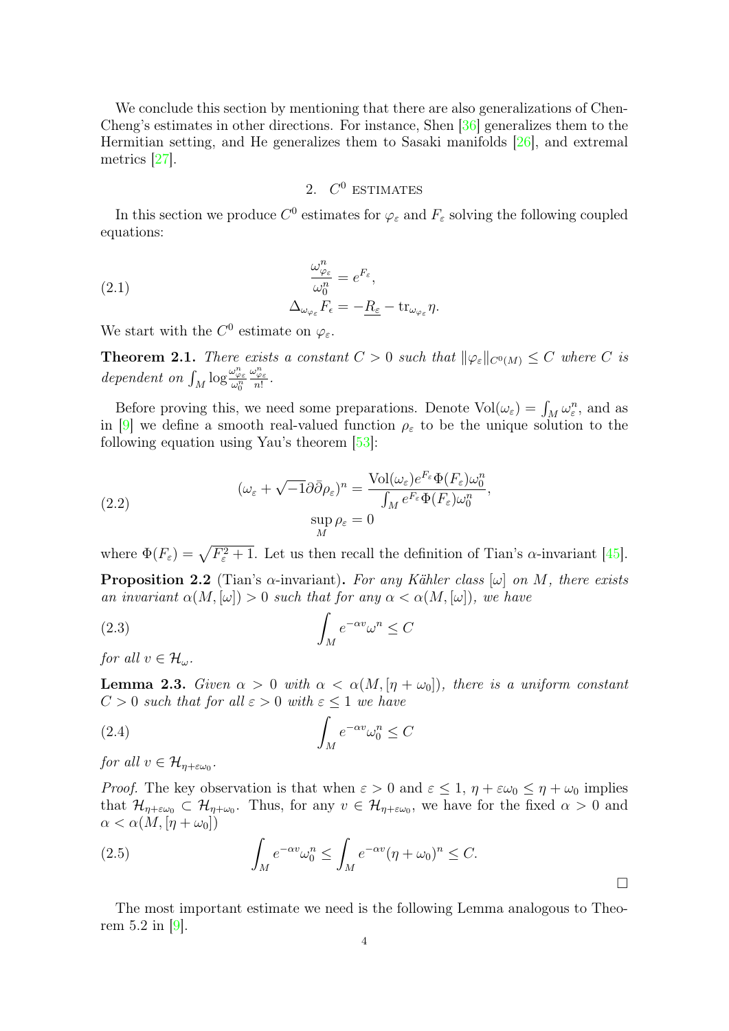We conclude this section by mentioning that there are also generalizations of Chen-Cheng's estimates in other directions. For instance, Shen [36] generalizes them to the Hermitian setting, and He generalizes them to Sasaki manifolds [26], and extremal metrics [27].

## 2. $C^0$ estimates

In this section we produce $C^0$ estimates for $\varphi_\varepsilon$ and $F_\varepsilon$ solving the following coupled equations:

$$
\begin{aligned}
\frac{\omega_{\varphi_\varepsilon}^n}{\omega_0^n} &= e^{F_\varepsilon}, \\
\Delta_{\omega_{\varphi_\varepsilon}} F_\epsilon &= -\underline{R_\varepsilon} - \operatorname{tr}_{\omega_{\varphi_\varepsilon}} \eta.
\end{aligned}
\tag{2.1}
$$

We start with the $C^0$ estimate on $\varphi_\varepsilon$.

**Theorem 2.1.** *There exists a constant $C > 0$ such that $\|\varphi_\varepsilon\|_{C^0(M)} \leq C$ where $C$ is dependent on $\int_M \log \frac{\omega_{\varphi_\varepsilon}^n}{\omega_0^n} \frac{\omega_{\varphi_\varepsilon}^n}{n!}$.*

Before proving this, we need some preparations. Denote $\operatorname{Vol}(\omega_\varepsilon) = \int_M \omega_\varepsilon^n$, and as in [9] we define a smooth real-valued function $\rho_\varepsilon$ to be the unique solution to the following equation using Yau's theorem [53]:

$$
\begin{aligned}
(\omega_\varepsilon + \sqrt{-1}\partial\bar{\partial}\rho_\varepsilon)^n &= \frac{\operatorname{Vol}(\omega_\varepsilon) e^{F_\varepsilon} \Phi(F_\varepsilon) \omega_0^n}{\int_M e^{F_\varepsilon} \Phi(F_\varepsilon) \omega_0^n}, \\
\sup_M \rho_\varepsilon &= 0
\end{aligned}
\tag{2.2}
$$

where $\Phi(F_\varepsilon) = \sqrt{F_\varepsilon^2 + 1}$. Let us then recall the definition of Tian's $\alpha$-invariant [45].

**Proposition 2.2** (Tian's $\alpha$-invariant)**.** *For any Kähler class $[\omega]$ on $M$, there exists an invariant $\alpha(M, [\omega]) > 0$ such that for any $\alpha < \alpha(M, [\omega])$, we have*

$$
\int_M e^{-\alpha v} \omega^n \leq C \tag{2.3}
$$

*for all $v \in \mathcal{H}_\omega$.*

**Lemma 2.3.** *Given $\alpha > 0$ with $\alpha < \alpha(M, [\eta + \omega_0])$, there is a uniform constant $C > 0$ such that for all $\varepsilon > 0$ with $\varepsilon \leq 1$ we have*

$$
\int_M e^{-\alpha v} \omega_0^n \leq C \tag{2.4}
$$

*for all $v \in \mathcal{H}_{\eta + \varepsilon\omega_0}$.*

*Proof.* The key observation is that when $\varepsilon > 0$ and $\varepsilon \leq 1$, $\eta + \varepsilon\omega_0 \leq \eta + \omega_0$ implies that $\mathcal{H}_{\eta+\varepsilon\omega_0} \subset \mathcal{H}_{\eta+\omega_0}$. Thus, for any $v \in \mathcal{H}_{\eta+\varepsilon\omega_0}$, we have for the fixed $\alpha > 0$ and $\alpha < \alpha(M, [\eta + \omega_0])$

$$
\int_M e^{-\alpha v} \omega_0^n \leq \int_M e^{-\alpha v} (\eta + \omega_0)^n \leq C. \tag{2.5}
$$

□

The most important estimate we need is the following Lemma analogous to Theorem 5.2 in [9].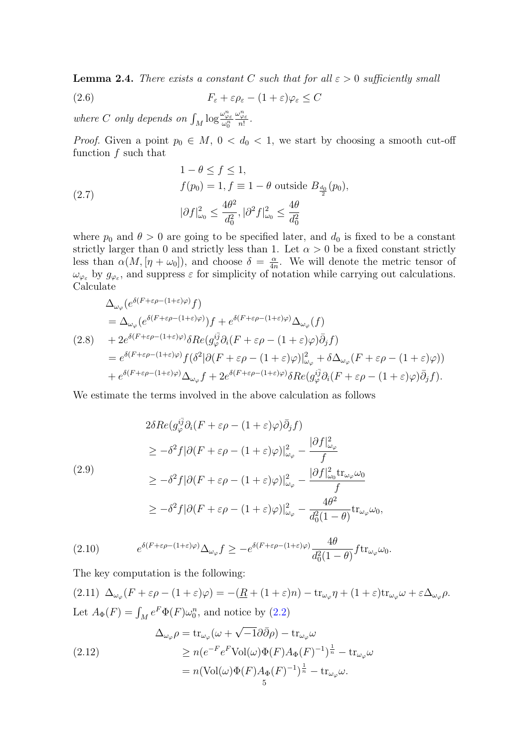**Lemma 2.4.** *There exists a constant $C$ such that for all $\varepsilon > 0$ sufficiently small*

$$F_\varepsilon + \varepsilon\rho_\varepsilon - (1+\varepsilon)\varphi_\varepsilon \le C \tag{2.6}$$

*where $C$ only depends on $\int_M \log \frac{\omega_{\varphi_\varepsilon}^n}{\omega_0^n} \frac{\omega_{\varphi_\varepsilon}^n}{n!}$.*

*Proof.* Given a point $p_0 \in M$, $0 < d_0 < 1$, we start by choosing a smooth cut-off function $f$ such that

$$\begin{aligned}
&1-\theta \le f \le 1,\\
&f(p_0) = 1, f \equiv 1-\theta \text{ outside } B_{\frac{d_0}{2}}(p_0),\\
&|\partial f|^2_{\omega_0} \le \frac{4\theta^2}{d_0^2}, |\partial^2 f|^2_{\omega_0} \le \frac{4\theta}{d_0^2}
\end{aligned} \tag{2.7}$$

where $p_0$ and $\theta > 0$ are going to be specified later, and $d_0$ is fixed to be a constant strictly larger than 0 and strictly less than 1. Let $\alpha > 0$ be a fixed constant strictly less than $\alpha(M, [\eta + \omega_0])$, and choose $\delta = \frac{\alpha}{4n}$. We will denote the metric tensor of $\omega_{\varphi_\varepsilon}$ by $g_{\varphi_\varepsilon}$, and suppress $\varepsilon$ for simplicity of notation while carrying out calculations. Calculate

$$\begin{aligned}
&\Delta_{\omega_\varphi}(e^{\delta(F+\varepsilon\rho-(1+\varepsilon)\varphi)}f)\\
&= \Delta_{\omega_\varphi}(e^{\delta(F+\varepsilon\rho-(1+\varepsilon)\varphi)})f + e^{\delta(F+\varepsilon\rho-(1+\varepsilon)\varphi)}\Delta_{\omega_\varphi}(f)\\
&+ 2e^{\delta(F+\varepsilon\rho-(1+\varepsilon)\varphi)}\delta Re(g_\varphi^{i\bar{j}}\partial_i(F+\varepsilon\rho-(1+\varepsilon)\varphi)\bar{\partial}_j f)\\
&= e^{\delta(F+\varepsilon\rho-(1+\varepsilon)\varphi)}f(\delta^2|\partial(F+\varepsilon\rho-(1+\varepsilon)\varphi)|^2_{\omega_\varphi} + \delta\Delta_{\omega_\varphi}(F+\varepsilon\rho-(1+\varepsilon)\varphi))\\
&+ e^{\delta(F+\varepsilon\rho-(1+\varepsilon)\varphi)}\Delta_{\omega_\varphi} f + 2e^{\delta(F+\varepsilon\rho-(1+\varepsilon)\varphi)}\delta Re(g_\varphi^{i\bar{j}}\partial_i(F+\varepsilon\rho-(1+\varepsilon)\varphi)\bar{\partial}_j f).
\end{aligned} \tag{2.8}$$

We estimate the terms involved in the above calculation as follows

$$\begin{aligned}
&2\delta Re(g_\varphi^{i\bar{j}}\partial_i(F+\varepsilon\rho-(1+\varepsilon)\varphi)\bar{\partial}_j f)\\
&\ge -\delta^2 f|\partial(F+\varepsilon\rho-(1+\varepsilon)\varphi)|^2_{\omega_\varphi} - \frac{|\partial f|^2_{\omega_\varphi}}{f}\\
&\ge -\delta^2 f|\partial(F+\varepsilon\rho-(1+\varepsilon)\varphi)|^2_{\omega_\varphi} - \frac{|\partial f|^2_{\omega_0}\mathrm{tr}_{\omega_\varphi}\omega_0}{f}\\
&\ge -\delta^2 f|\partial(F+\varepsilon\rho-(1+\varepsilon)\varphi)|^2_{\omega_\varphi} - \frac{4\theta^2}{d_0^2(1-\theta)}\mathrm{tr}_{\omega_\varphi}\omega_0,
\end{aligned} \tag{2.9}$$

$$e^{\delta(F+\varepsilon\rho-(1+\varepsilon)\varphi)}\Delta_{\omega_\varphi} f \ge -e^{\delta(F+\varepsilon\rho-(1+\varepsilon)\varphi)}\frac{4\theta}{d_0^2(1-\theta)}f\mathrm{tr}_{\omega_\varphi}\omega_0. \tag{2.10}$$

The key computation is the following:

$$\Delta_{\omega_\varphi}(F+\varepsilon\rho-(1+\varepsilon)\varphi) = -(\underline{R}+(1+\varepsilon)n) - \mathrm{tr}_{\omega_\varphi}\eta + (1+\varepsilon)\mathrm{tr}_{\omega_\varphi}\omega + \varepsilon\Delta_{\omega_\varphi}\rho. \tag{2.11}$$

Let $A_\Phi(F) = \int_M e^F\Phi(F)\omega_0^n$, and notice by (2.2)

$$\begin{aligned}
\Delta_{\omega_\varphi}\rho &= \mathrm{tr}_{\omega_\varphi}(\omega + \sqrt{-1}\partial\bar{\partial}\rho) - \mathrm{tr}_{\omega_\varphi}\omega\\
&\ge n(e^{-F}e^F\mathrm{Vol}(\omega)\Phi(F)A_\Phi(F)^{-1})^{\frac{1}{n}} - \mathrm{tr}_{\omega_\varphi}\omega\\
&= n(\mathrm{Vol}(\omega)\Phi(F)A_\Phi(F)^{-1})^{\frac{1}{n}} - \mathrm{tr}_{\omega_\varphi}\omega.
\end{aligned} \tag{2.12}$$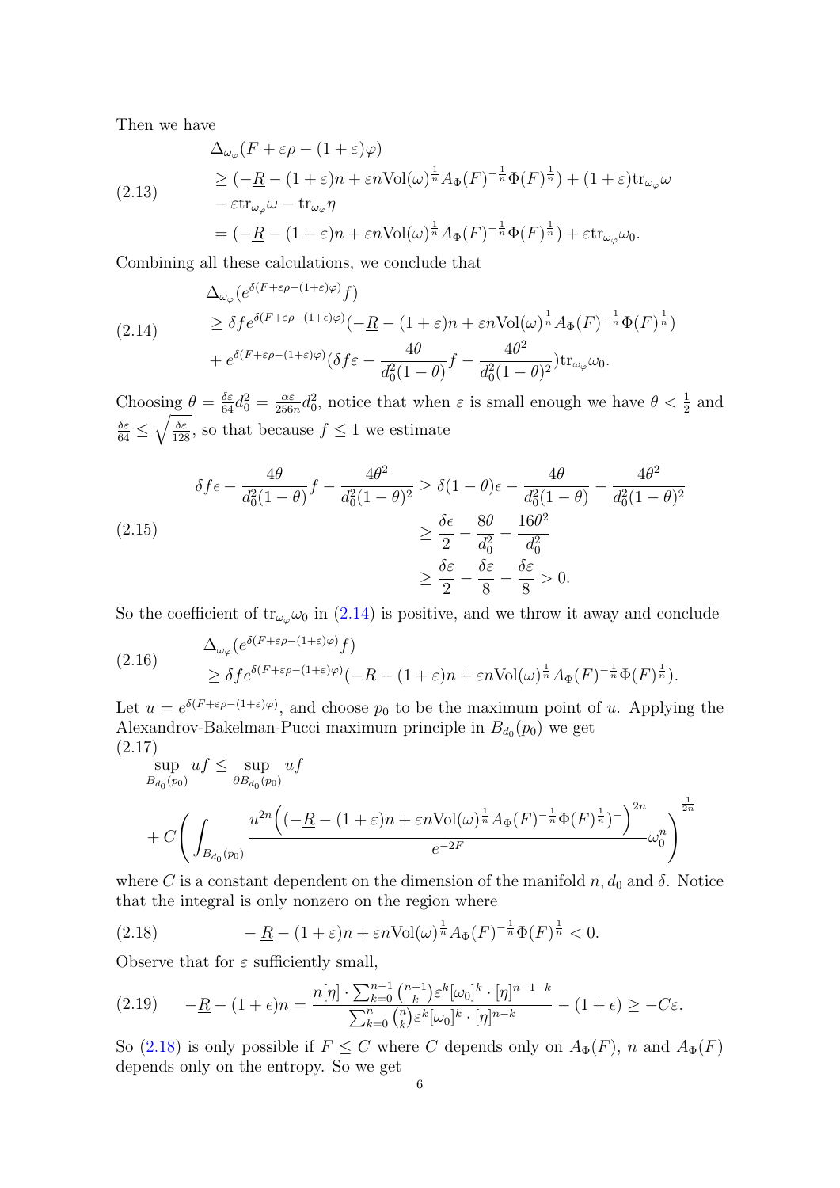Then we have

$$
\begin{aligned}
&\Delta_{\omega_\varphi}(F+\varepsilon\rho-(1+\varepsilon)\varphi) \\
&\geq (-\underline{R}-(1+\varepsilon)n+\varepsilon n \mathrm{Vol}(\omega)^{\frac{1}{n}} A_\Phi(F)^{-\frac{1}{n}}\Phi(F)^{\frac{1}{n}}) + (1+\varepsilon)\mathrm{tr}_{\omega_\varphi}\omega \\
&-\varepsilon \mathrm{tr}_{\omega_\varphi}\omega - \mathrm{tr}_{\omega_\varphi}\eta \\
&= (-\underline{R}-(1+\varepsilon)n+\varepsilon n \mathrm{Vol}(\omega)^{\frac{1}{n}} A_\Phi(F)^{-\frac{1}{n}}\Phi(F)^{\frac{1}{n}}) + \varepsilon \mathrm{tr}_{\omega_\varphi}\omega_0.
\end{aligned} \tag{2.13}
$$

Combining all these calculations, we conclude that

$$
\begin{aligned}
&\Delta_{\omega_\varphi}(e^{\delta(F+\varepsilon\rho-(1+\varepsilon)\varphi)}f) \\
&\geq \delta f e^{\delta(F+\varepsilon\rho-(1+\epsilon)\varphi)}(-\underline{R}-(1+\varepsilon)n+\varepsilon n \mathrm{Vol}(\omega)^{\frac{1}{n}} A_\Phi(F)^{-\frac{1}{n}}\Phi(F)^{\frac{1}{n}}) \\
&+ e^{\delta(F+\varepsilon\rho-(1+\varepsilon)\varphi)}(\delta f \varepsilon - \frac{4\theta}{d_0^2(1-\theta)}f - \frac{4\theta^2}{d_0^2(1-\theta)^2})\mathrm{tr}_{\omega_\varphi}\omega_0.
\end{aligned} \tag{2.14}
$$

Choosing $\theta = \frac{\delta\varepsilon}{64}d_0^2 = \frac{\alpha\varepsilon}{256n}d_0^2$, notice that when $\varepsilon$ is small enough we have $\theta < \frac{1}{2}$ and $\frac{\delta\varepsilon}{64} \leq \sqrt{\frac{\delta\varepsilon}{128}}$, so that because $f \leq 1$ we estimate

$$
\begin{aligned}
\delta f \epsilon - \frac{4\theta}{d_0^2(1-\theta)}f - \frac{4\theta^2}{d_0^2(1-\theta)^2} &\geq \delta(1-\theta)\epsilon - \frac{4\theta}{d_0^2(1-\theta)} - \frac{4\theta^2}{d_0^2(1-\theta)^2} \\
&\geq \frac{\delta\epsilon}{2} - \frac{8\theta}{d_0^2} - \frac{16\theta^2}{d_0^2} \\
&\geq \frac{\delta\varepsilon}{2} - \frac{\delta\varepsilon}{8} - \frac{\delta\varepsilon}{8} > 0.
\end{aligned} \tag{2.15}
$$

So the coefficient of $\mathrm{tr}_{\omega_\varphi}\omega_0$ in (2.14) is positive, and we throw it away and conclude

$$
\begin{aligned}
&\Delta_{\omega_\varphi}(e^{\delta(F+\varepsilon\rho-(1+\varepsilon)\varphi)}f) \\
&\geq \delta f e^{\delta(F+\varepsilon\rho-(1+\varepsilon)\varphi)}(-\underline{R}-(1+\varepsilon)n+\varepsilon n \mathrm{Vol}(\omega)^{\frac{1}{n}} A_\Phi(F)^{-\frac{1}{n}}\Phi(F)^{\frac{1}{n}}).
\end{aligned} \tag{2.16}
$$

Let $u = e^{\delta(F+\varepsilon\rho-(1+\varepsilon)\varphi)}$, and choose $p_0$ to be the maximum point of $u$. Applying the Alexandrov-Bakelman-Pucci maximum principle in $B_{d_0}(p_0)$ we get

$$
\begin{aligned}
&\sup_{B_{d_0}(p_0)} uf \leq \sup_{\partial B_{d_0}(p_0)} uf \\
&+ C\left(\int_{B_{d_0}(p_0)} \frac{u^{2n}\Big((-\underline{R}-(1+\varepsilon)n+\varepsilon n \mathrm{Vol}(\omega)^{\frac{1}{n}} A_\Phi(F)^{-\frac{1}{n}}\Phi(F)^{\frac{1}{n}})^-\Big)^{2n}}{e^{-2F}}\omega_0^n\right)^{\frac{1}{2n}}
\end{aligned} \tag{2.17}
$$

where $C$ is a constant dependent on the dimension of the manifold $n$, $d_0$ and $\delta$. Notice that the integral is only nonzero on the region where

$$
-\underline{R}-(1+\varepsilon)n+\varepsilon n \mathrm{Vol}(\omega)^{\frac{1}{n}} A_\Phi(F)^{-\frac{1}{n}}\Phi(F)^{\frac{1}{n}} < 0. \tag{2.18}
$$

Observe that for $\varepsilon$ sufficiently small,

$$
-\underline{R}-(1+\epsilon)n = \frac{n[\eta]\cdot\sum_{k=0}^{n-1}\binom{n-1}{k}\varepsilon^k[\omega_0]^k\cdot[\eta]^{n-1-k}}{\sum_{k=0}^{n}\binom{n}{k}\varepsilon^k[\omega_0]^k\cdot[\eta]^{n-k}} - (1+\epsilon) \geq -C\varepsilon. \tag{2.19}
$$

So (2.18) is only possible if $F \leq C$ where $C$ depends only on $A_\Phi(F)$, $n$ and $A_\Phi(F)$ depends only on the entropy. So we get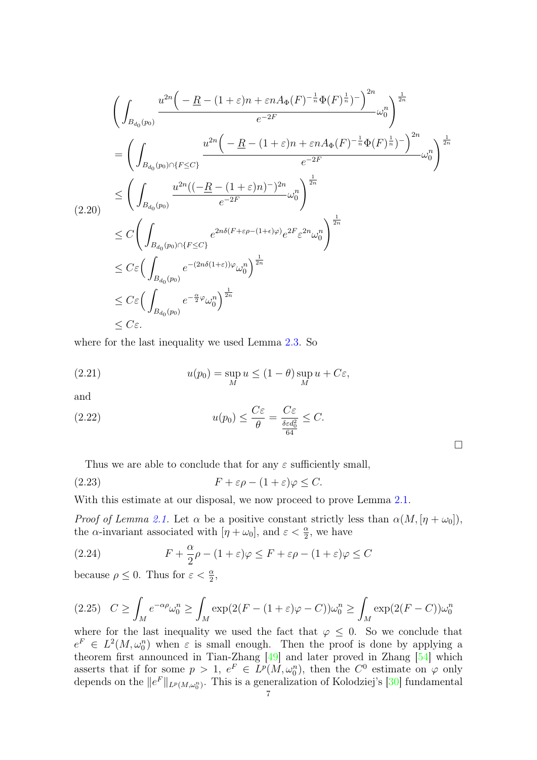$$
\begin{aligned}
&\left( \int_{B_{d_0}(p_0)} \frac{u^{2n}\Big( -\underline{R} - (1+\varepsilon)n + \varepsilon n A_\Phi(F)^{-\frac{1}{n}} \Phi(F)^{\frac{1}{n}})^- \Big)^{2n}}{e^{-2F}} \omega_0^n \right)^{\frac{1}{2n}} \\
&= \left( \int_{B_{d_0}(p_0)\cap\{F\le C\}} \frac{u^{2n}\Big( -\underline{R} - (1+\varepsilon)n + \varepsilon n A_\Phi(F)^{-\frac{1}{n}} \Phi(F)^{\frac{1}{n}})^- \Big)^{2n}}{e^{-2F}} \omega_0^n \right)^{\frac{1}{2n}} \\
&\le \left( \int_{B_{d_0}(p_0)} \frac{u^{2n}((-\underline{R} - (1+\varepsilon)n)^-)^{2n}}{e^{-2F}} \omega_0^n \right)^{\frac{1}{2n}} \\
&\le C \left( \int_{B_{d_0}(p_0)\cap\{F\le C\}} e^{2n\delta(F+\varepsilon\rho-(1+\epsilon)\varphi)} e^{2F} \varepsilon^{2n} \omega_0^n \right)^{\frac{1}{2n}} \\
&\le C\varepsilon \Big( \int_{B_{d_0}(p_0)} e^{-(2n\delta(1+\varepsilon))\varphi} \omega_0^n \Big)^{\frac{1}{2n}} \\
&\le C\varepsilon \Big( \int_{B_{d_0}(p_0)} e^{-\frac{\alpha}{2}\varphi} \omega_0^n \Big)^{\frac{1}{2n}} \\
&\le C\varepsilon.
\end{aligned} \tag{2.20}
$$

where for the last inequality we used Lemma 2.3. So

$$
u(p_0) = \sup_M u \le (1-\theta)\sup_M u + C\varepsilon, \tag{2.21}
$$

and

$$
u(p_0) \le \frac{C\varepsilon}{\theta} = \frac{C\varepsilon}{\frac{\delta\varepsilon d_0^2}{64}} \le C. \tag{2.22}
$$

□

Thus we are able to conclude that for any $\varepsilon$ sufficiently small,

$$
F + \varepsilon\rho - (1+\varepsilon)\varphi \le C. \tag{2.23}
$$

With this estimate at our disposal, we now proceed to prove Lemma 2.1.

*Proof of Lemma 2.1.* Let $\alpha$ be a positive constant strictly less than $\alpha(M, [\eta + \omega_0])$, the $\alpha$-invariant associated with $[\eta+\omega_0]$, and $\varepsilon < \frac{\alpha}{2}$, we have

$$
F + \frac{\alpha}{2}\rho - (1+\varepsilon)\varphi \le F + \varepsilon\rho - (1+\varepsilon)\varphi \le C \tag{2.24}
$$

because $\rho \le 0$. Thus for $\varepsilon < \frac{\alpha}{2}$,

$$
C \ge \int_M e^{-\alpha\rho}\omega_0^n \ge \int_M \exp(2(F-(1+\varepsilon)\varphi - C))\omega_0^n \ge \int_M \exp(2(F-C))\omega_0^n \tag{2.25}
$$

where for the last inequality we used the fact that $\varphi \le 0$. So we conclude that $e^F \in L^2(M, \omega_0^n)$ when $\varepsilon$ is small enough. Then the proof is done by applying a theorem first announced in Tian-Zhang [49] and later proved in Zhang [54] which asserts that if for some $p > 1$, $e^F \in L^p(M, \omega_0^n)$, then the $C^0$ estimate on $\varphi$ only depends on the $\|e^F\|_{L^p(M,\omega_0^n)}$. This is a generalization of Kolodziej's [30] fundamental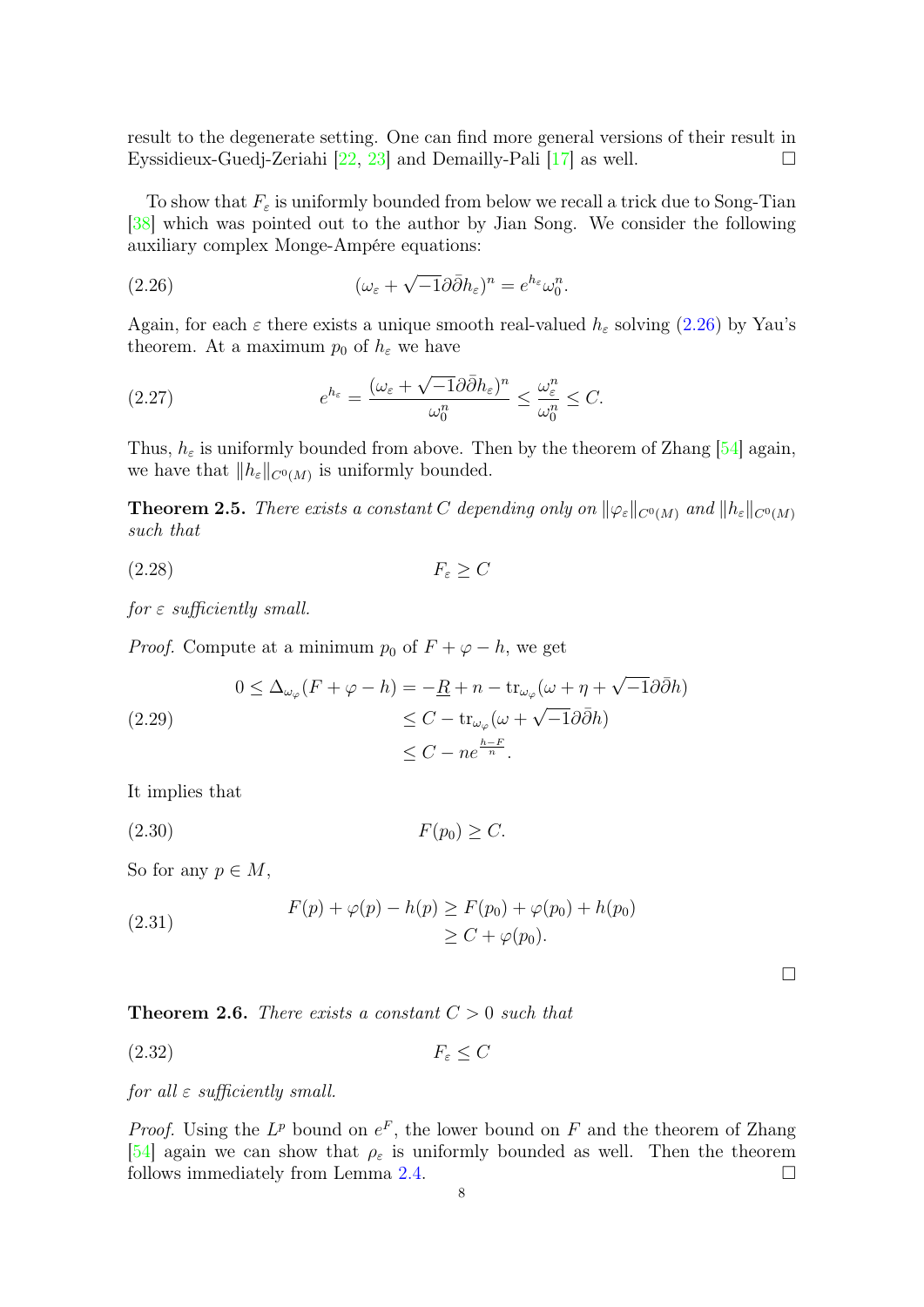result to the degenerate setting. One can find more general versions of their result in Eyssidieux-Guedj-Zeriahi [22, 23] and Demailly-Pali [17] as well. □

To show that $F_\varepsilon$ is uniformly bounded from below we recall a trick due to Song-Tian [38] which was pointed out to the author by Jian Song. We consider the following auxiliary complex Monge-Ampére equations:

$$(\omega_\varepsilon + \sqrt{-1}\partial\bar{\partial}h_\varepsilon)^n = e^{h_\varepsilon}\omega_0^n. \tag{2.26}$$

Again, for each $\varepsilon$ there exists a unique smooth real-valued $h_\varepsilon$ solving (2.26) by Yau's theorem. At a maximum $p_0$ of $h_\varepsilon$ we have

$$e^{h_\varepsilon} = \frac{(\omega_\varepsilon + \sqrt{-1}\partial\bar{\partial}h_\varepsilon)^n}{\omega_0^n} \leq \frac{\omega_\varepsilon^n}{\omega_0^n} \leq C. \tag{2.27}$$

Thus, $h_\varepsilon$ is uniformly bounded from above. Then by the theorem of Zhang [54] again, we have that $\|h_\varepsilon\|_{C^0(M)}$ is uniformly bounded.

**Theorem 2.5.** *There exists a constant $C$ depending only on $\|\varphi_\varepsilon\|_{C^0(M)}$ and $\|h_\varepsilon\|_{C^0(M)}$ such that*

$$F_\varepsilon \geq C \tag{2.28}$$

*for $\varepsilon$ sufficiently small.*

*Proof.* Compute at a minimum $p_0$ of $F + \varphi - h$, we get

$$\begin{aligned} 0 \leq \Delta_{\omega_\varphi}(F + \varphi - h) &= -\underline{R} + n - \operatorname{tr}_{\omega_\varphi}(\omega + \eta + \sqrt{-1}\partial\bar{\partial}h) \\ &\leq C - \operatorname{tr}_{\omega_\varphi}(\omega + \sqrt{-1}\partial\bar{\partial}h) \\ &\leq C - ne^{\frac{h-F}{n}}. \end{aligned} \tag{2.29}$$

It implies that

$$F(p_0) \geq C. \tag{2.30}$$

So for any $p \in M$,

$$\begin{aligned} F(p) + \varphi(p) - h(p) &\geq F(p_0) + \varphi(p_0) + h(p_0) \\ &\geq C + \varphi(p_0). \end{aligned} \tag{2.31}$$

□

**Theorem 2.6.** *There exists a constant $C > 0$ such that*

$$F_\varepsilon \leq C \tag{2.32}$$

*for all $\varepsilon$ sufficiently small.*

*Proof.* Using the $L^p$ bound on $e^F$, the lower bound on $F$ and the theorem of Zhang [54] again we can show that $\rho_\varepsilon$ is uniformly bounded as well. Then the theorem follows immediately from Lemma 2.4. □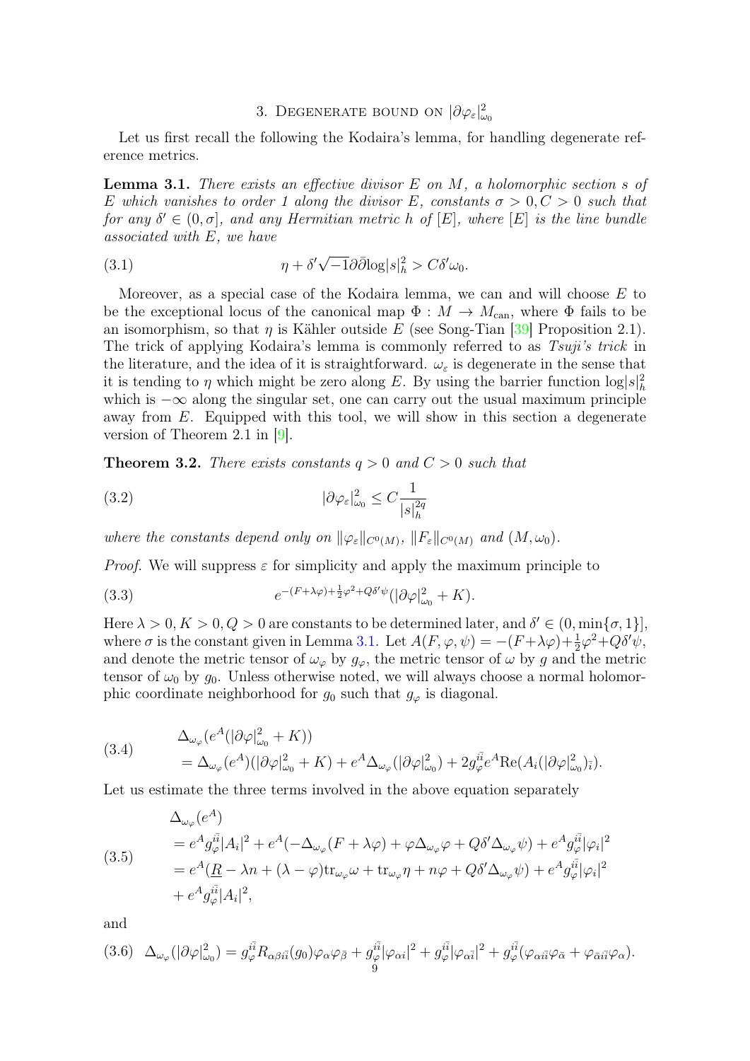## 3. Degenerate bound on $|\partial\varphi_\varepsilon|^2_{\omega_0}$

Let us first recall the following the Kodaira's lemma, for handling degenerate reference metrics.

**Lemma 3.1.** *There exists an effective divisor $E$ on $M$, a holomorphic section $s$ of $E$ which vanishes to order 1 along the divisor $E$, constants $\sigma > 0, C > 0$ such that for any $\delta' \in (0, \sigma]$, and any Hermitian metric $h$ of $[E]$, where $[E]$ is the line bundle associated with $E$, we have*

$$\eta + \delta'\sqrt{-1}\partial\bar{\partial}\log|s|^2_h > C\delta'\omega_0. \tag{3.1}$$

Moreover, as a special case of the Kodaira lemma, we can and will choose $E$ to be the exceptional locus of the canonical map $\Phi : M \to M_{\text{can}}$, where $\Phi$ fails to be an isomorphism, so that $\eta$ is Kähler outside $E$ (see Song-Tian [39] Proposition 2.1). The trick of applying Kodaira's lemma is commonly referred to as *Tsuji's trick* in the literature, and the idea of it is straightforward. $\omega_\varepsilon$ is degenerate in the sense that it is tending to $\eta$ which might be zero along $E$. By using the barrier function $\log|s|^2_h$ which is $-\infty$ along the singular set, one can carry out the usual maximum principle away from $E$. Equipped with this tool, we will show in this section a degenerate version of Theorem 2.1 in [9].

**Theorem 3.2.** *There exists constants $q > 0$ and $C > 0$ such that*

$$|\partial\varphi_\varepsilon|^2_{\omega_0} \leq C\frac{1}{|s|^{2q}_h} \tag{3.2}$$

*where the constants depend only on $\|\varphi_\varepsilon\|_{C^0(M)}$, $\|F_\varepsilon\|_{C^0(M)}$ and $(M, \omega_0)$.*

*Proof.* We will suppress $\varepsilon$ for simplicity and apply the maximum principle to

$$e^{-(F+\lambda\varphi)+\frac{1}{2}\varphi^2+Q\delta'\psi}(|\partial\varphi|^2_{\omega_0} + K). \tag{3.3}$$

Here $\lambda > 0, K > 0, Q > 0$ are constants to be determined later, and $\delta' \in (0, \min\{\sigma, 1\}]$, where $\sigma$ is the constant given in Lemma 3.1. Let $A(F, \varphi, \psi) = -(F+\lambda\varphi)+\frac{1}{2}\varphi^2+Q\delta'\psi$, and denote the metric tensor of $\omega_\varphi$ by $g_\varphi$, the metric tensor of $\omega$ by $g$ and the metric tensor of $\omega_0$ by $g_0$. Unless otherwise noted, we will always choose a normal holomorphic coordinate neighborhood for $g_0$ such that $g_\varphi$ is diagonal.

$$\begin{aligned}
&\Delta_{\omega_\varphi}(e^A(|\partial\varphi|^2_{\omega_0} + K)) \\
&= \Delta_{\omega_\varphi}(e^A)(|\partial\varphi|^2_{\omega_0} + K) + e^A\Delta_{\omega_\varphi}(|\partial\varphi|^2_{\omega_0}) + 2g^{i\bar{i}}_\varphi e^A\mathrm{Re}(A_i(|\partial\varphi|^2_{\omega_0})_{\bar{i}}).
\end{aligned} \tag{3.4}$$

Let us estimate the three terms involved in the above equation separately

$$\begin{aligned}
&\Delta_{\omega_\varphi}(e^A) \\
&= e^A g^{i\bar{i}}_\varphi|A_i|^2 + e^A(-\Delta_{\omega_\varphi}(F+\lambda\varphi) + \varphi\Delta_{\omega_\varphi}\varphi + Q\delta'\Delta_{\omega_\varphi}\psi) + e^A g^{i\bar{i}}_\varphi|\varphi_i|^2 \\
&= e^A(\underline{R} - \lambda n + (\lambda - \varphi)\mathrm{tr}_{\omega_\varphi}\omega + \mathrm{tr}_{\omega_\varphi}\eta + n\varphi + Q\delta'\Delta_{\omega_\varphi}\psi) + e^A g^{i\bar{i}}_\varphi|\varphi_i|^2 \\
&+ e^A g^{i\bar{i}}_\varphi|A_i|^2,
\end{aligned} \tag{3.5}$$

and

$$\Delta_{\omega_\varphi}(|\partial\varphi|^2_{\omega_0}) = g^{i\bar{i}}_\varphi R_{\alpha\beta i\bar{i}}(g_0)\varphi_\alpha\varphi_{\bar{\beta}} + g^{i\bar{i}}_\varphi|\varphi_{\alpha i}|^2 + g^{i\bar{i}}_\varphi|\varphi_{\alpha\bar{i}}|^2 + g^{i\bar{i}}_\varphi(\varphi_{\alpha i\bar{i}}\varphi_{\bar{\alpha}} + \varphi_{\bar{\alpha}i\bar{i}}\varphi_\alpha). \tag{3.6}$$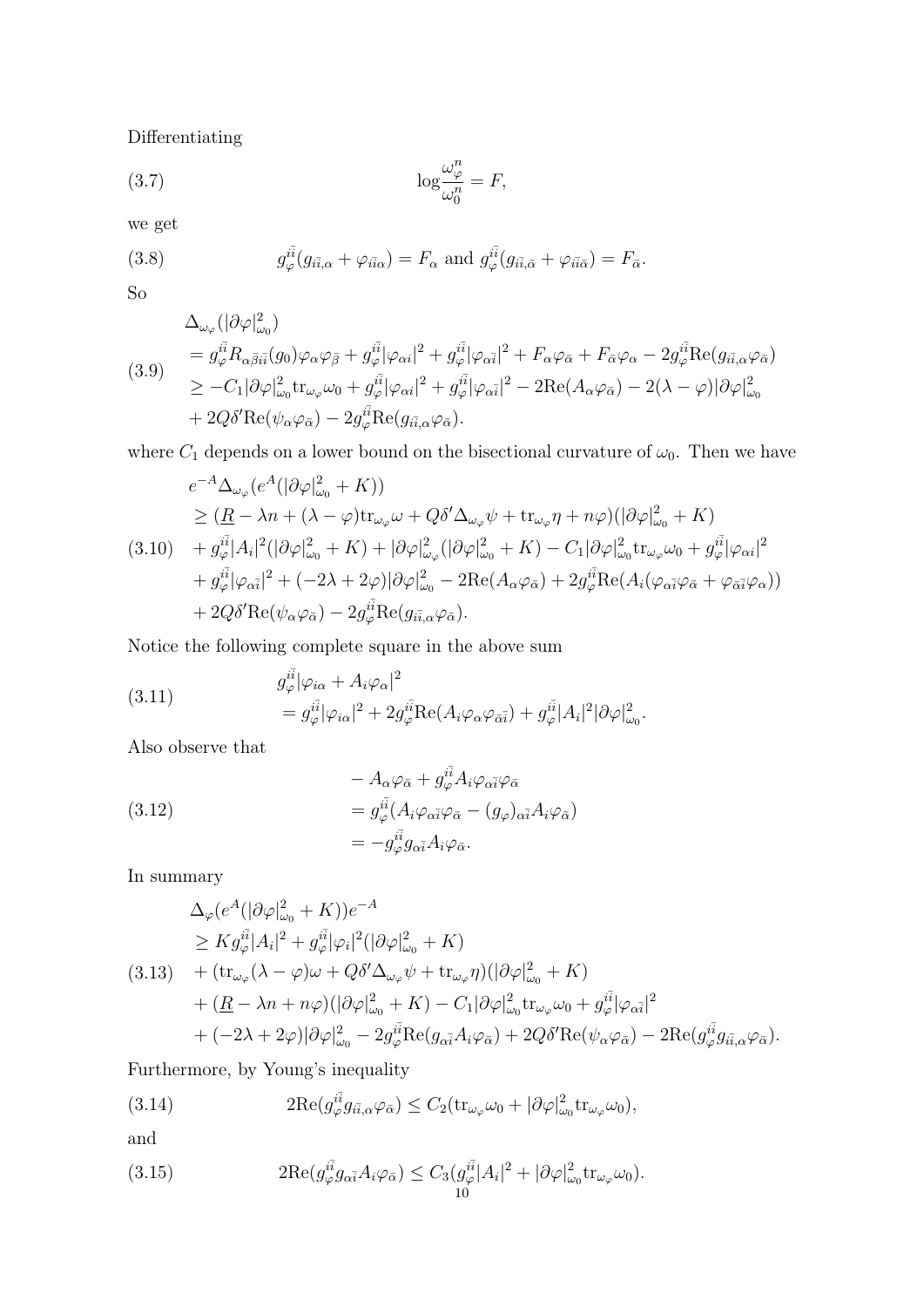Differentiating

$$\log \frac{\omega_\varphi^n}{\omega_0^n} = F, \tag{3.7}$$

we get

$$g_\varphi^{i\bar{i}}(g_{i\bar{i},\alpha} + \varphi_{i\bar{i}\alpha}) = F_\alpha \text{ and } g_\varphi^{i\bar{i}}(g_{i\bar{i},\bar{\alpha}} + \varphi_{i\bar{i}\bar{\alpha}}) = F_{\bar{\alpha}}. \tag{3.8}$$

So

$$\begin{aligned}
&\Delta_{\omega_\varphi}(|\partial\varphi|^2_{\omega_0}) \\
&= g_\varphi^{i\bar{i}} R_{\alpha\bar{\beta}i\bar{i}}(g_0)\varphi_\alpha\varphi_{\bar{\beta}} + g_\varphi^{i\bar{i}}|\varphi_{\alpha i}|^2 + g_\varphi^{i\bar{i}}|\varphi_{\alpha\bar{i}}|^2 + F_\alpha\varphi_{\bar{\alpha}} + F_{\bar{\alpha}}\varphi_\alpha - 2g_\varphi^{i\bar{i}}\mathrm{Re}(g_{i\bar{i},\alpha}\varphi_{\bar{\alpha}}) \\
&\geq -C_1|\partial\varphi|^2_{\omega_0}\mathrm{tr}_{\omega_\varphi}\omega_0 + g_\varphi^{i\bar{i}}|\varphi_{\alpha i}|^2 + g_\varphi^{i\bar{i}}|\varphi_{\alpha\bar{i}}|^2 - 2\mathrm{Re}(A_\alpha\varphi_{\bar{\alpha}}) - 2(\lambda - \varphi)|\partial\varphi|^2_{\omega_0} \\
&\quad + 2Q\delta'\mathrm{Re}(\psi_\alpha\varphi_{\bar{\alpha}}) - 2g_\varphi^{i\bar{i}}\mathrm{Re}(g_{i\bar{i},\alpha}\varphi_{\bar{\alpha}}).
\end{aligned} \tag{3.9}$$

where $C_1$ depends on a lower bound on the bisectional curvature of $\omega_0$. Then we have

$$\begin{aligned}
&e^{-A}\Delta_{\omega_\varphi}(e^A(|\partial\varphi|^2_{\omega_0} + K)) \\
&\geq (\underline{R} - \lambda n + (\lambda - \varphi)\mathrm{tr}_{\omega_\varphi}\omega + Q\delta'\Delta_{\omega_\varphi}\psi + \mathrm{tr}_{\omega_\varphi}\eta + n\varphi)(|\partial\varphi|^2_{\omega_0} + K) \\
&+ g_\varphi^{i\bar{i}}|A_i|^2(|\partial\varphi|^2_{\omega_0} + K) + |\partial\varphi|^2_{\omega_\varphi}(|\partial\varphi|^2_{\omega_0} + K) - C_1|\partial\varphi|^2_{\omega_0}\mathrm{tr}_{\omega_\varphi}\omega_0 + g_\varphi^{i\bar{i}}|\varphi_{\alpha i}|^2 \\
&+ g_\varphi^{i\bar{i}}|\varphi_{\alpha\bar{i}}|^2 + (-2\lambda + 2\varphi)|\partial\varphi|^2_{\omega_0} - 2\mathrm{Re}(A_\alpha\varphi_{\bar{\alpha}}) + 2g_\varphi^{i\bar{i}}\mathrm{Re}(A_i(\varphi_{\alpha\bar{i}}\varphi_{\bar{\alpha}} + \varphi_{\bar{\alpha}\bar{i}}\varphi_\alpha)) \\
&+ 2Q\delta'\mathrm{Re}(\psi_\alpha\varphi_{\bar{\alpha}}) - 2g_\varphi^{i\bar{i}}\mathrm{Re}(g_{i\bar{i},\alpha}\varphi_{\bar{\alpha}}).
\end{aligned} \tag{3.10}$$

Notice the following complete square in the above sum

$$\begin{aligned}
&g_\varphi^{i\bar{i}}|\varphi_{i\alpha} + A_i\varphi_\alpha|^2 \\
&= g_\varphi^{i\bar{i}}|\varphi_{i\alpha}|^2 + 2g_\varphi^{i\bar{i}}\mathrm{Re}(A_i\varphi_\alpha\varphi_{\bar{\alpha}\bar{i}}) + g_\varphi^{i\bar{i}}|A_i|^2|\partial\varphi|^2_{\omega_0}.
\end{aligned} \tag{3.11}$$

Also observe that

$$\begin{aligned}
&-A_\alpha\varphi_{\bar{\alpha}} + g_\varphi^{i\bar{i}}A_i\varphi_{\alpha\bar{i}}\varphi_{\bar{\alpha}} \\
&= g_\varphi^{i\bar{i}}(A_i\varphi_{\alpha\bar{i}}\varphi_{\bar{\alpha}} - (g_\varphi)_{\alpha\bar{i}}A_i\varphi_{\bar{\alpha}}) \\
&= -g_\varphi^{i\bar{i}}g_{\alpha\bar{i}}A_i\varphi_{\bar{\alpha}}.
\end{aligned} \tag{3.12}$$

In summary

$$\begin{aligned}
&\Delta_\varphi(e^A(|\partial\varphi|^2_{\omega_0} + K))e^{-A} \\
&\geq Kg_\varphi^{i\bar{i}}|A_i|^2 + g_\varphi^{i\bar{i}}|\varphi_i|^2(|\partial\varphi|^2_{\omega_0} + K) \\
&+ (\mathrm{tr}_{\omega_\varphi}(\lambda - \varphi)\omega + Q\delta'\Delta_{\omega_\varphi}\psi + \mathrm{tr}_{\omega_\varphi}\eta)(|\partial\varphi|^2_{\omega_0} + K) \\
&+ (\underline{R} - \lambda n + n\varphi)(|\partial\varphi|^2_{\omega_0} + K) - C_1|\partial\varphi|^2_{\omega_0}\mathrm{tr}_{\omega_\varphi}\omega_0 + g_\varphi^{i\bar{i}}|\varphi_{\alpha\bar{i}}|^2 \\
&+ (-2\lambda + 2\varphi)|\partial\varphi|^2_{\omega_0} - 2g_\varphi^{i\bar{i}}\mathrm{Re}(g_{\alpha\bar{i}}A_i\varphi_{\bar{\alpha}}) + 2Q\delta'\mathrm{Re}(\psi_\alpha\varphi_{\bar{\alpha}}) - 2\mathrm{Re}(g_\varphi^{i\bar{i}}g_{i\bar{i},\alpha}\varphi_{\bar{\alpha}}).
\end{aligned} \tag{3.13}$$

Furthermore, by Young's inequality

$$2\mathrm{Re}(g_\varphi^{i\bar{i}}g_{i\bar{i},\alpha}\varphi_{\bar{\alpha}}) \leq C_2(\mathrm{tr}_{\omega_\varphi}\omega_0 + |\partial\varphi|^2_{\omega_0}\mathrm{tr}_{\omega_\varphi}\omega_0), \tag{3.14}$$

and

$$2\mathrm{Re}(g_\varphi^{i\bar{i}}g_{\alpha\bar{i}}A_i\varphi_{\bar{\alpha}}) \leq C_3(g_\varphi^{i\bar{i}}|A_i|^2 + |\partial\varphi|^2_{\omega_0}\mathrm{tr}_{\omega_\varphi}\omega_0). \tag{3.15}$$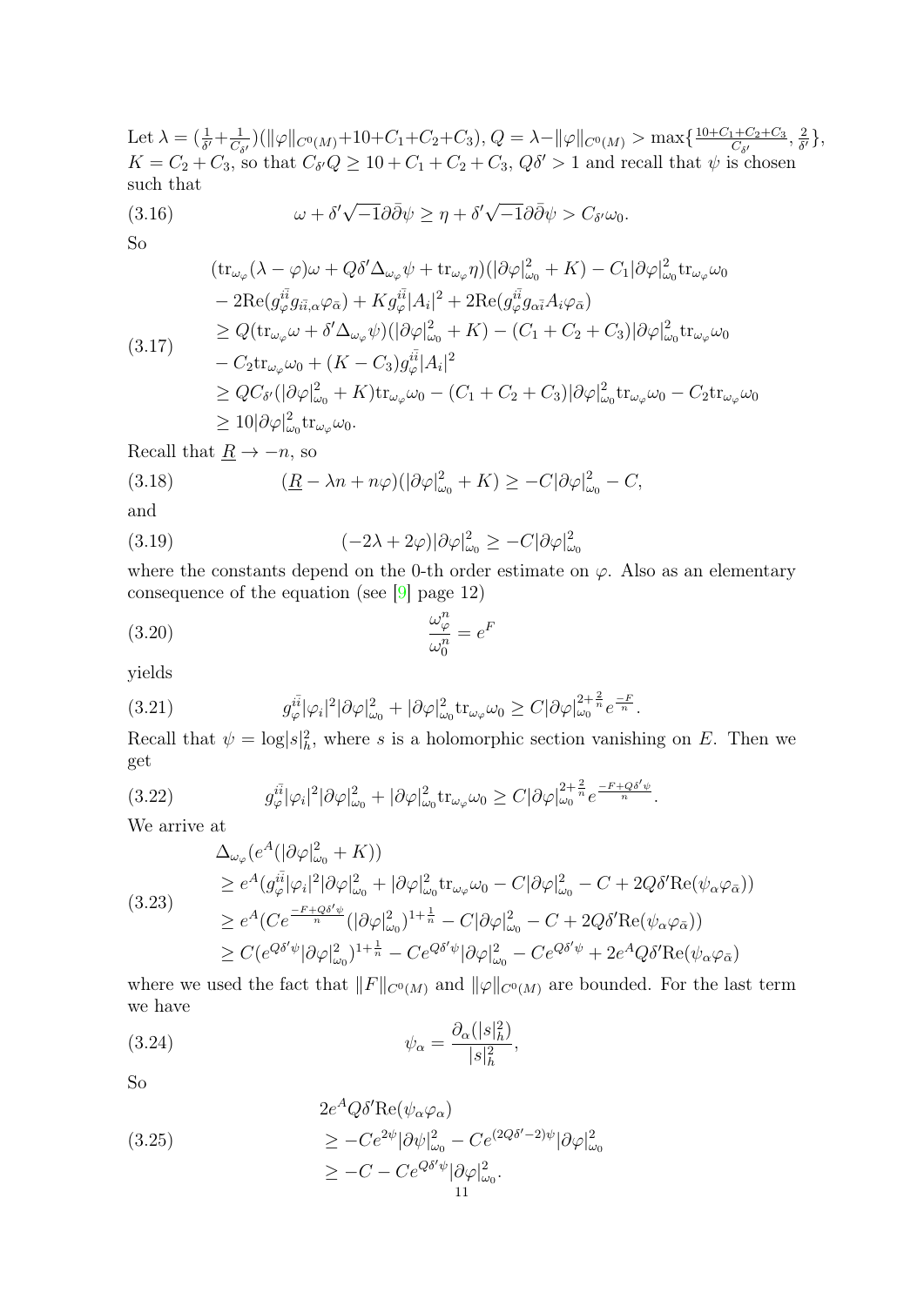Let $\lambda = (\frac{1}{\delta'}+\frac{1}{C_{\delta'}})(\|\varphi\|_{C^0(M)}+10+C_1+C_2+C_3)$, $Q = \lambda - \|\varphi\|_{C^0(M)} > \max\{\frac{10+C_1+C_2+C_3}{C_{\delta'}}, \frac{2}{\delta'}\}$, $K = C_2 + C_3$, so that $C_{\delta'}Q \geq 10 + C_1 + C_2 + C_3$, $Q\delta' > 1$ and recall that $\psi$ is chosen such that

$$\omega + \delta'\sqrt{-1}\partial\bar{\partial}\psi \geq \eta + \delta'\sqrt{-1}\partial\bar{\partial}\psi > C_{\delta'}\omega_0. \tag{3.16}$$

So

$$\begin{aligned}
&(\mathrm{tr}_{\omega_\varphi}(\lambda-\varphi)\omega + Q\delta'\Delta_{\omega_\varphi}\psi + \mathrm{tr}_{\omega_\varphi}\eta)(|\partial\varphi|^2_{\omega_0}+K) - C_1|\partial\varphi|^2_{\omega_0}\mathrm{tr}_{\omega_\varphi}\omega_0 \\
&- 2\mathrm{Re}(g^{i\bar{i}}_\varphi g_{i\bar{i},\alpha}\varphi_{\bar{\alpha}}) + Kg^{i\bar{i}}_\varphi|A_i|^2 + 2\mathrm{Re}(g^{i\bar{i}}_\varphi g_{\alpha\bar{i}}A_i\varphi_{\bar{\alpha}}) \\
&\geq Q(\mathrm{tr}_{\omega_\varphi}\omega + \delta'\Delta_{\omega_\varphi}\psi)(|\partial\varphi|^2_{\omega_0}+K) - (C_1+C_2+C_3)|\partial\varphi|^2_{\omega_0}\mathrm{tr}_{\omega_\varphi}\omega_0 \\
&- C_2\mathrm{tr}_{\omega_\varphi}\omega_0 + (K-C_3)g^{i\bar{i}}_\varphi|A_i|^2 \\
&\geq QC_{\delta'}(|\partial\varphi|^2_{\omega_0}+K)\mathrm{tr}_{\omega_\varphi}\omega_0 - (C_1+C_2+C_3)|\partial\varphi|^2_{\omega_0}\mathrm{tr}_{\omega_\varphi}\omega_0 - C_2\mathrm{tr}_{\omega_\varphi}\omega_0 \\
&\geq 10|\partial\varphi|^2_{\omega_0}\mathrm{tr}_{\omega_\varphi}\omega_0.
\end{aligned} \tag{3.17}$$

Recall that $\underline{R} \to -n$, so

$$(\underline{R} - \lambda n + n\varphi)(|\partial\varphi|^2_{\omega_0}+K) \geq -C|\partial\varphi|^2_{\omega_0} - C, \tag{3.18}$$

and

$$(-2\lambda + 2\varphi)|\partial\varphi|^2_{\omega_0} \geq -C|\partial\varphi|^2_{\omega_0} \tag{3.19}$$

where the constants depend on the 0-th order estimate on $\varphi$. Also as an elementary consequence of the equation (see [9] page 12)

$$\frac{\omega_\varphi^n}{\omega_0^n} = e^F \tag{3.20}$$

yields

$$g^{i\bar{i}}_\varphi|\varphi_i|^2|\partial\varphi|^2_{\omega_0} + |\partial\varphi|^2_{\omega_0}\mathrm{tr}_{\omega_\varphi}\omega_0 \geq C|\partial\varphi|^{2+\frac{2}{n}}_{\omega_0}e^{\frac{-F}{n}}. \tag{3.21}$$

Recall that $\psi = \log|s|^2_h$, where $s$ is a holomorphic section vanishing on $E$. Then we get

$$g^{i\bar{i}}_\varphi|\varphi_i|^2|\partial\varphi|^2_{\omega_0} + |\partial\varphi|^2_{\omega_0}\mathrm{tr}_{\omega_\varphi}\omega_0 \geq C|\partial\varphi|^{2+\frac{2}{n}}_{\omega_0}e^{\frac{-F+Q\delta'\psi}{n}}. \tag{3.22}$$

We arrive at

$$\begin{aligned}
&\Delta_{\omega_\varphi}(e^A(|\partial\varphi|^2_{\omega_0}+K)) \\
&\geq e^A(g^{i\bar{i}}_\varphi|\varphi_i|^2|\partial\varphi|^2_{\omega_0} + |\partial\varphi|^2_{\omega_0}\mathrm{tr}_{\omega_\varphi}\omega_0 - C|\partial\varphi|^2_{\omega_0} - C + 2Q\delta'\mathrm{Re}(\psi_\alpha\varphi_{\bar{\alpha}})) \\
&\geq e^A(Ce^{\frac{-F+Q\delta'\psi}{n}}(|\partial\varphi|^2_{\omega_0})^{1+\frac{1}{n}} - C|\partial\varphi|^2_{\omega_0} - C + 2Q\delta'\mathrm{Re}(\psi_\alpha\varphi_{\bar{\alpha}})) \\
&\geq C(e^{Q\delta'\psi}|\partial\varphi|^2_{\omega_0})^{1+\frac{1}{n}} - Ce^{Q\delta'\psi}|\partial\varphi|^2_{\omega_0} - Ce^{Q\delta'\psi} + 2e^AQ\delta'\mathrm{Re}(\psi_\alpha\varphi_{\bar{\alpha}})
\end{aligned} \tag{3.23}$$

where we used the fact that $\|F\|_{C^0(M)}$ and $\|\varphi\|_{C^0(M)}$ are bounded. For the last term we have

$$\psi_\alpha = \frac{\partial_\alpha(|s|^2_h)}{|s|^2_h}, \tag{3.24}$$

So

$$\begin{aligned}
&2e^AQ\delta'\mathrm{Re}(\psi_\alpha\varphi_\alpha) \\
&\geq -Ce^{2\psi}|\partial\psi|^2_{\omega_0} - Ce^{(2Q\delta'-2)\psi}|\partial\varphi|^2_{\omega_0} \\
&\geq -C - Ce^{Q\delta'\psi}|\partial\varphi|^2_{\omega_0}.
\end{aligned} \tag{3.25}$$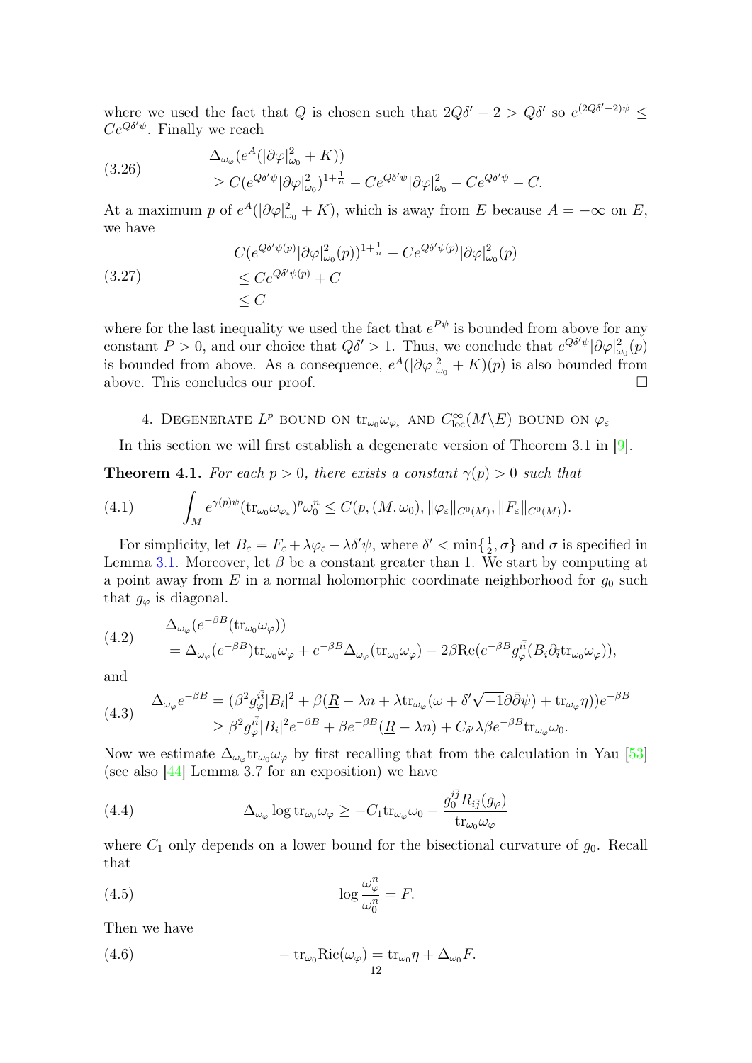where we used the fact that $Q$ is chosen such that $2Q\delta' - 2 > Q\delta'$ so $e^{(2Q\delta'-2)\psi} \leq Ce^{Q\delta'\psi}$. Finally we reach

$$
\begin{aligned}
&\Delta_{\omega_\varphi}(e^A(|\partial\varphi|^2_{\omega_0} + K)) \\
&\geq C(e^{Q\delta'\psi}|\partial\varphi|^2_{\omega_0})^{1+\frac{1}{n}} - Ce^{Q\delta'\psi}|\partial\varphi|^2_{\omega_0} - Ce^{Q\delta'\psi} - C.
\end{aligned}
\tag{3.26}
$$

At a maximum $p$ of $e^A(|\partial\varphi|^2_{\omega_0} + K)$, which is away from $E$ because $A = -\infty$ on $E$, we have

$$
\begin{aligned}
&C(e^{Q\delta'\psi(p)}|\partial\varphi|^2_{\omega_0}(p))^{1+\frac{1}{n}} - Ce^{Q\delta'\psi(p)}|\partial\varphi|^2_{\omega_0}(p) \\
&\leq Ce^{Q\delta'\psi(p)} + C \\
&\leq C
\end{aligned}
\tag{3.27}
$$

where for the last inequality we used the fact that $e^{P\psi}$ is bounded from above for any constant $P > 0$, and our choice that $Q\delta' > 1$. Thus, we conclude that $e^{Q\delta'\psi}|\partial\varphi|^2_{\omega_0}(p)$ is bounded from above. As a consequence, $e^A(|\partial\varphi|^2_{\omega_0} + K)(p)$ is also bounded from above. This concludes our proof. $\square$

## 4. Degenerate $L^p$ bound on $\mathrm{tr}_{\omega_0}\omega_{\varphi_\varepsilon}$ and $C^\infty_{\mathrm{loc}}(M\backslash E)$ bound on $\varphi_\varepsilon$

In this section we will first establish a degenerate version of Theorem 3.1 in [9].

**Theorem 4.1.** *For each $p > 0$, there exists a constant $\gamma(p) > 0$ such that*

$$
\int_M e^{\gamma(p)\psi}(\mathrm{tr}_{\omega_0}\omega_{\varphi_\varepsilon})^p\omega_0^n \leq C(p, (M, \omega_0), \|\varphi_\varepsilon\|_{C^0(M)}, \|F_\varepsilon\|_{C^0(M)}).
\tag{4.1}
$$

For simplicity, let $B_\varepsilon = F_\varepsilon + \lambda\varphi_\varepsilon - \lambda\delta'\psi$, where $\delta' < \min\{\frac{1}{2}, \sigma\}$ and $\sigma$ is specified in Lemma 3.1. Moreover, let $\beta$ be a constant greater than 1. We start by computing at a point away from $E$ in a normal holomorphic coordinate neighborhood for $g_0$ such that $g_\varphi$ is diagonal.

$$
\begin{aligned}
&\Delta_{\omega_\varphi}(e^{-\beta B}(\mathrm{tr}_{\omega_0}\omega_\varphi)) \\
&= \Delta_{\omega_\varphi}(e^{-\beta B})\mathrm{tr}_{\omega_0}\omega_\varphi + e^{-\beta B}\Delta_{\omega_\varphi}(\mathrm{tr}_{\omega_0}\omega_\varphi) - 2\beta\mathrm{Re}(e^{-\beta B}g_\varphi^{i\bar{i}}(B_i\partial_{\bar{i}}\mathrm{tr}_{\omega_0}\omega_\varphi)),
\end{aligned}
\tag{4.2}
$$

and

$$
\begin{aligned}
\Delta_{\omega_\varphi}e^{-\beta B} &= (\beta^2 g_\varphi^{i\bar{i}}|B_i|^2 + \beta(\underline{R} - \lambda n + \lambda\mathrm{tr}_{\omega_\varphi}(\omega + \delta'\sqrt{-1}\partial\bar{\partial}\psi) + \mathrm{tr}_{\omega_\varphi}\eta))e^{-\beta B} \\
&\geq \beta^2 g_\varphi^{i\bar{i}}|B_i|^2 e^{-\beta B} + \beta e^{-\beta B}(\underline{R} - \lambda n) + C_{\delta'}\lambda\beta e^{-\beta B}\mathrm{tr}_{\omega_\varphi}\omega_0.
\end{aligned}
\tag{4.3}
$$

Now we estimate $\Delta_{\omega_\varphi}\mathrm{tr}_{\omega_0}\omega_\varphi$ by first recalling that from the calculation in Yau [53] (see also [44] Lemma 3.7 for an exposition) we have

$$
\Delta_{\omega_\varphi}\log\mathrm{tr}_{\omega_0}\omega_\varphi \geq -C_1\mathrm{tr}_{\omega_\varphi}\omega_0 - \frac{g_0^{i\bar{j}}R_{i\bar{j}}(g_\varphi)}{\mathrm{tr}_{\omega_0}\omega_\varphi}
\tag{4.4}
$$

where $C_1$ only depends on a lower bound for the bisectional curvature of $g_0$. Recall that

$$
\log\frac{\omega_\varphi^n}{\omega_0^n} = F.
\tag{4.5}
$$

Then we have

$$
-\mathrm{tr}_{\omega_0}\mathrm{Ric}(\omega_\varphi) = \mathrm{tr}_{\omega_0}\eta + \Delta_{\omega_0}F.
\tag{4.6}
$$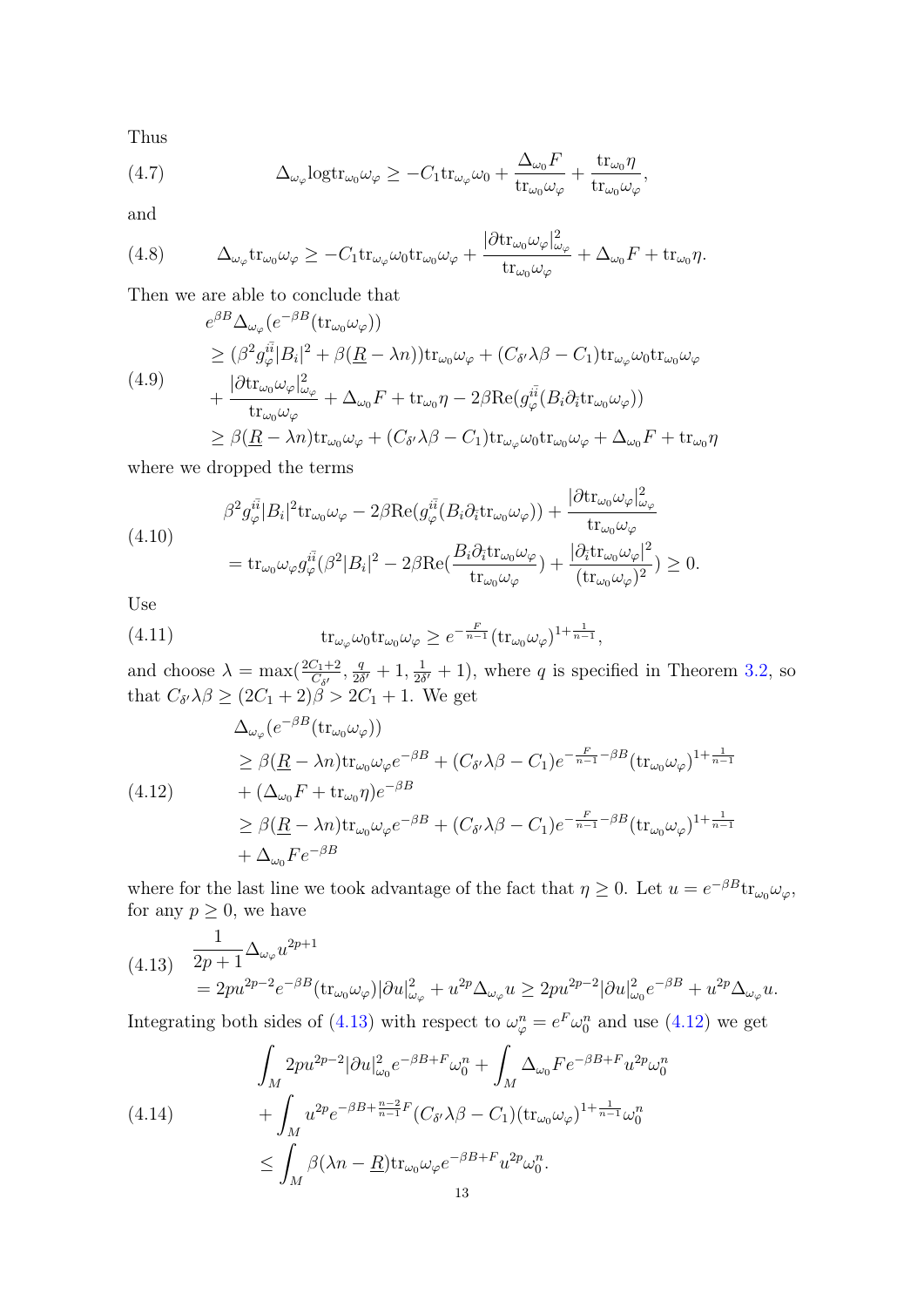Thus

$$\Delta_{\omega_\varphi}\log\mathrm{tr}_{\omega_0}\omega_\varphi \geq -C_1\mathrm{tr}_{\omega_\varphi}\omega_0 + \frac{\Delta_{\omega_0}F}{\mathrm{tr}_{\omega_0}\omega_\varphi} + \frac{\mathrm{tr}_{\omega_0}\eta}{\mathrm{tr}_{\omega_0}\omega_\varphi}, \tag{4.7}$$

and

$$\Delta_{\omega_\varphi}\mathrm{tr}_{\omega_0}\omega_\varphi \geq -C_1\mathrm{tr}_{\omega_\varphi}\omega_0\mathrm{tr}_{\omega_0}\omega_\varphi + \frac{|\partial\mathrm{tr}_{\omega_0}\omega_\varphi|^2_{\omega_\varphi}}{\mathrm{tr}_{\omega_0}\omega_\varphi} + \Delta_{\omega_0}F + \mathrm{tr}_{\omega_0}\eta. \tag{4.8}$$

Then we are able to conclude that

$$\begin{aligned}
&e^{\beta B}\Delta_{\omega_\varphi}(e^{-\beta B}(\mathrm{tr}_{\omega_0}\omega_\varphi))\\
&\geq (\beta^2 g_\varphi^{i\bar{i}}|B_i|^2 + \beta(\underline{R}-\lambda n))\mathrm{tr}_{\omega_0}\omega_\varphi + (C_{\delta'}\lambda\beta - C_1)\mathrm{tr}_{\omega_\varphi}\omega_0\mathrm{tr}_{\omega_0}\omega_\varphi\\
&+ \frac{|\partial\mathrm{tr}_{\omega_0}\omega_\varphi|^2_{\omega_\varphi}}{\mathrm{tr}_{\omega_0}\omega_\varphi} + \Delta_{\omega_0}F + \mathrm{tr}_{\omega_0}\eta - 2\beta\mathrm{Re}(g_\varphi^{i\bar{i}}(B_i\partial_{\bar{i}}\mathrm{tr}_{\omega_0}\omega_\varphi))\\
&\geq \beta(\underline{R}-\lambda n)\mathrm{tr}_{\omega_0}\omega_\varphi + (C_{\delta'}\lambda\beta - C_1)\mathrm{tr}_{\omega_\varphi}\omega_0\mathrm{tr}_{\omega_0}\omega_\varphi + \Delta_{\omega_0}F + \mathrm{tr}_{\omega_0}\eta
\end{aligned} \tag{4.9}$$

where we dropped the terms

$$\begin{aligned}
&\beta^2 g_\varphi^{i\bar{i}}|B_i|^2\mathrm{tr}_{\omega_0}\omega_\varphi - 2\beta\mathrm{Re}(g_\varphi^{i\bar{i}}(B_i\partial_{\bar{i}}\mathrm{tr}_{\omega_0}\omega_\varphi)) + \frac{|\partial\mathrm{tr}_{\omega_0}\omega_\varphi|^2_{\omega_\varphi}}{\mathrm{tr}_{\omega_0}\omega_\varphi}\\
&= \mathrm{tr}_{\omega_0}\omega_\varphi g_\varphi^{i\bar{i}}(\beta^2|B_i|^2 - 2\beta\mathrm{Re}(\frac{B_i\partial_{\bar{i}}\mathrm{tr}_{\omega_0}\omega_\varphi}{\mathrm{tr}_{\omega_0}\omega_\varphi}) + \frac{|\partial_{\bar{i}}\mathrm{tr}_{\omega_0}\omega_\varphi|^2}{(\mathrm{tr}_{\omega_0}\omega_\varphi)^2}) \geq 0.
\end{aligned} \tag{4.10}$$

Use

$$\mathrm{tr}_{\omega_\varphi}\omega_0\mathrm{tr}_{\omega_0}\omega_\varphi \geq e^{-\frac{F}{n-1}}(\mathrm{tr}_{\omega_0}\omega_\varphi)^{1+\frac{1}{n-1}}, \tag{4.11}$$

and choose $\lambda = \max(\frac{2C_1+2}{C_{\delta'}}, \frac{q}{2\delta'}+1, \frac{1}{2\delta'}+1)$, where $q$ is specified in Theorem 3.2, so that $C_{\delta'}\lambda\beta \geq (2C_1+2)\beta > 2C_1+1$. We get

$$\begin{aligned}
&\Delta_{\omega_\varphi}(e^{-\beta B}(\mathrm{tr}_{\omega_0}\omega_\varphi))\\
&\geq \beta(\underline{R}-\lambda n)\mathrm{tr}_{\omega_0}\omega_\varphi e^{-\beta B} + (C_{\delta'}\lambda\beta - C_1)e^{-\frac{F}{n-1}-\beta B}(\mathrm{tr}_{\omega_0}\omega_\varphi)^{1+\frac{1}{n-1}}\\
&+ (\Delta_{\omega_0}F + \mathrm{tr}_{\omega_0}\eta)e^{-\beta B}\\
&\geq \beta(\underline{R}-\lambda n)\mathrm{tr}_{\omega_0}\omega_\varphi e^{-\beta B} + (C_{\delta'}\lambda\beta - C_1)e^{-\frac{F}{n-1}-\beta B}(\mathrm{tr}_{\omega_0}\omega_\varphi)^{1+\frac{1}{n-1}}\\
&+ \Delta_{\omega_0}F e^{-\beta B}
\end{aligned} \tag{4.12}$$

where for the last line we took advantage of the fact that $\eta \geq 0$. Let $u = e^{-\beta B}\mathrm{tr}_{\omega_0}\omega_\varphi$, for any $p \geq 0$, we have

$$\begin{aligned}
&\frac{1}{2p+1}\Delta_{\omega_\varphi}u^{2p+1}\\
&= 2pu^{2p-2}e^{-\beta B}(\mathrm{tr}_{\omega_0}\omega_\varphi)|\partial u|^2_{\omega_\varphi} + u^{2p}\Delta_{\omega_\varphi}u \geq 2pu^{2p-2}|\partial u|^2_{\omega_0}e^{-\beta B} + u^{2p}\Delta_{\omega_\varphi}u.
\end{aligned} \tag{4.13}$$

Integrating both sides of (4.13) with respect to $\omega_\varphi^n = e^F\omega_0^n$ and use (4.12) we get

$$\begin{aligned}
&\int_M 2pu^{2p-2}|\partial u|^2_{\omega_0}e^{-\beta B+F}\omega_0^n + \int_M \Delta_{\omega_0}F e^{-\beta B+F}u^{2p}\omega_0^n\\
&+ \int_M u^{2p}e^{-\beta B+\frac{n-2}{n-1}F}(C_{\delta'}\lambda\beta - C_1)(\mathrm{tr}_{\omega_0}\omega_\varphi)^{1+\frac{1}{n-1}}\omega_0^n\\
&\leq \int_M \beta(\lambda n - \underline{R})\mathrm{tr}_{\omega_0}\omega_\varphi e^{-\beta B+F}u^{2p}\omega_0^n.
\end{aligned} \tag{4.14}$$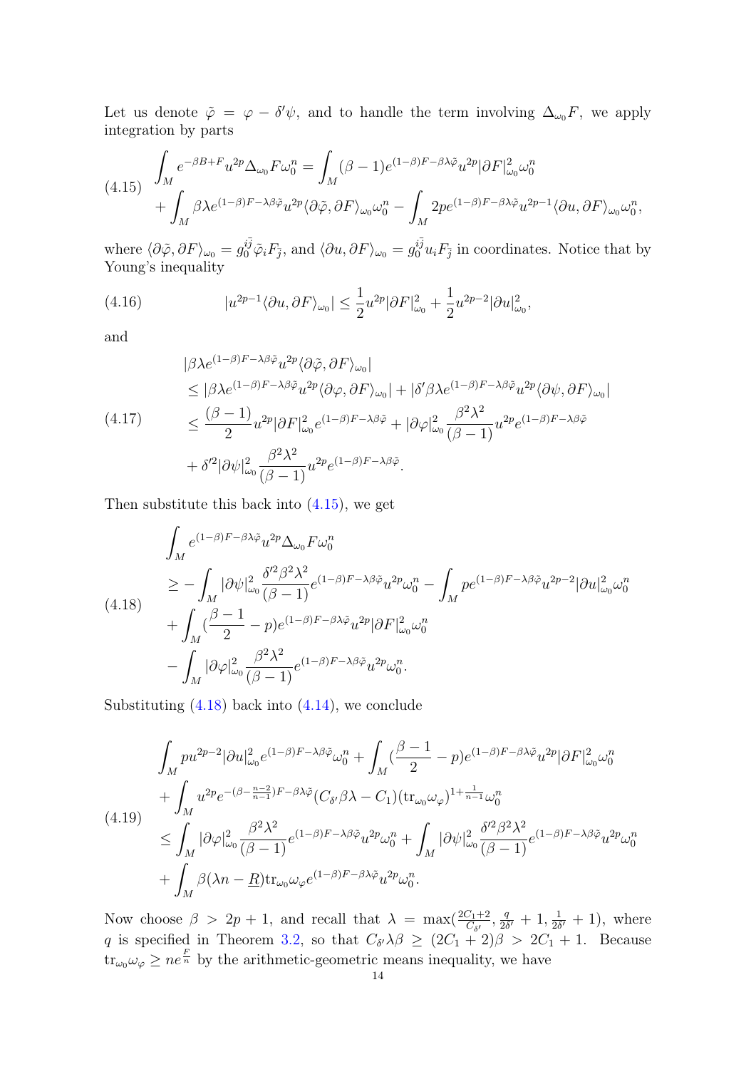Let us denote $\tilde{\varphi} = \varphi - \delta'\psi$, and to handle the term involving $\Delta_{\omega_0} F$, we apply integration by parts

$$
\begin{aligned}
\int_M e^{-\beta B+F} u^{2p} \Delta_{\omega_0} F \omega_0^n &= \int_M (\beta-1) e^{(1-\beta)F-\beta\lambda\tilde{\varphi}} u^{2p} |\partial F|^2_{\omega_0} \omega_0^n \\
&+ \int_M \beta\lambda e^{(1-\beta)F-\lambda\beta\tilde{\varphi}} u^{2p} \langle \partial\tilde{\varphi}, \partial F\rangle_{\omega_0} \omega_0^n - \int_M 2p e^{(1-\beta)F-\beta\lambda\tilde{\varphi}} u^{2p-1} \langle \partial u, \partial F\rangle_{\omega_0} \omega_0^n,
\end{aligned} \tag{4.15}
$$

where $\langle \partial\tilde{\varphi}, \partial F\rangle_{\omega_0} = g_0^{i\bar{j}} \tilde{\varphi}_i F_{\bar{j}}$, and $\langle \partial u, \partial F\rangle_{\omega_0} = g_0^{i\bar{j}} u_i F_{\bar{j}}$ in coordinates. Notice that by Young's inequality

$$
|u^{2p-1} \langle \partial u, \partial F\rangle_{\omega_0}| \leq \frac{1}{2} u^{2p} |\partial F|^2_{\omega_0} + \frac{1}{2} u^{2p-2} |\partial u|^2_{\omega_0}, \tag{4.16}
$$

and

$$
\begin{aligned}
&|\beta\lambda e^{(1-\beta)F-\lambda\beta\tilde{\varphi}} u^{2p} \langle \partial\tilde{\varphi}, \partial F\rangle_{\omega_0}| \\
&\leq |\beta\lambda e^{(1-\beta)F-\lambda\beta\tilde{\varphi}} u^{2p} \langle \partial\varphi, \partial F\rangle_{\omega_0}| + |\delta'\beta\lambda e^{(1-\beta)F-\lambda\beta\tilde{\varphi}} u^{2p} \langle \partial\psi, \partial F\rangle_{\omega_0}| \\
&\leq \frac{(\beta-1)}{2} u^{2p} |\partial F|^2_{\omega_0} e^{(1-\beta)F-\lambda\beta\tilde{\varphi}} + |\partial\varphi|^2_{\omega_0} \frac{\beta^2\lambda^2}{(\beta-1)} u^{2p} e^{(1-\beta)F-\lambda\beta\tilde{\varphi}} \\
&+ \delta'^2 |\partial\psi|^2_{\omega_0} \frac{\beta^2\lambda^2}{(\beta-1)} u^{2p} e^{(1-\beta)F-\lambda\beta\tilde{\varphi}}.
\end{aligned} \tag{4.17}
$$

Then substitute this back into (4.15), we get

$$
\begin{aligned}
&\int_M e^{(1-\beta)F-\beta\lambda\tilde{\varphi}} u^{2p} \Delta_{\omega_0} F \omega_0^n \\
&\geq -\int_M |\partial\psi|^2_{\omega_0} \frac{\delta'^2\beta^2\lambda^2}{(\beta-1)} e^{(1-\beta)F-\lambda\beta\tilde{\varphi}} u^{2p} \omega_0^n - \int_M p e^{(1-\beta)F-\beta\lambda\tilde{\varphi}} u^{2p-2} |\partial u|^2_{\omega_0} \omega_0^n \\
&+ \int_M (\frac{\beta-1}{2} - p) e^{(1-\beta)F-\beta\lambda\tilde{\varphi}} u^{2p} |\partial F|^2_{\omega_0} \omega_0^n \\
&- \int_M |\partial\varphi|^2_{\omega_0} \frac{\beta^2\lambda^2}{(\beta-1)} e^{(1-\beta)F-\lambda\beta\tilde{\varphi}} u^{2p} \omega_0^n.
\end{aligned} \tag{4.18}
$$

Substituting (4.18) back into (4.14), we conclude

$$
\begin{aligned}
&\int_M p u^{2p-2} |\partial u|^2_{\omega_0} e^{(1-\beta)F-\lambda\beta\tilde{\varphi}} \omega_0^n + \int_M (\frac{\beta-1}{2} - p) e^{(1-\beta)F-\beta\lambda\tilde{\varphi}} u^{2p} |\partial F|^2_{\omega_0} \omega_0^n \\
&+ \int_M u^{2p} e^{-(\beta-\frac{n-2}{n-1})F-\beta\lambda\tilde{\varphi}} (C_{\delta'}\beta\lambda - C_1)(\mathrm{tr}_{\omega_0}\omega_\varphi)^{1+\frac{1}{n-1}} \omega_0^n \\
&\leq \int_M |\partial\varphi|^2_{\omega_0} \frac{\beta^2\lambda^2}{(\beta-1)} e^{(1-\beta)F-\lambda\beta\tilde{\varphi}} u^{2p} \omega_0^n + \int_M |\partial\psi|^2_{\omega_0} \frac{\delta'^2\beta^2\lambda^2}{(\beta-1)} e^{(1-\beta)F-\lambda\beta\tilde{\varphi}} u^{2p} \omega_0^n \\
&+ \int_M \beta(\lambda n - \underline{R}) \mathrm{tr}_{\omega_0}\omega_\varphi e^{(1-\beta)F-\beta\lambda\tilde{\varphi}} u^{2p} \omega_0^n.
\end{aligned} \tag{4.19}
$$

Now choose $\beta > 2p+1$, and recall that $\lambda = \max(\frac{2C_1+2}{C_{\delta'}}, \frac{q}{2\delta'}+1, \frac{1}{2\delta'}+1)$, where $q$ is specified in Theorem 3.2, so that $C_{\delta'}\lambda\beta \geq (2C_1+2)\beta > 2C_1+1$. Because $\mathrm{tr}_{\omega_0}\omega_\varphi \geq n e^{\frac{F}{n}}$ by the arithmetic-geometric means inequality, we have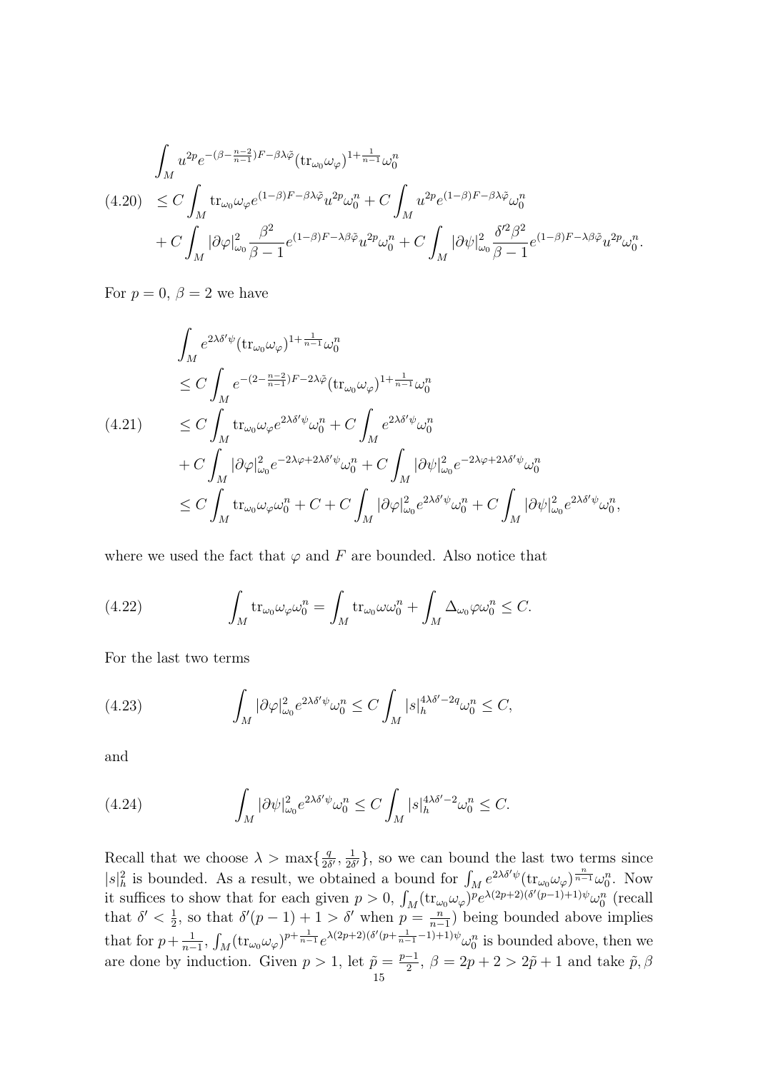$$
\begin{aligned}
&\int_M u^{2p} e^{-(\beta-\frac{n-2}{n-1})F-\beta\lambda\tilde{\varphi}}(\mathrm{tr}_{\omega_0}\omega_\varphi)^{1+\frac{1}{n-1}}\omega_0^n \\
&\le C\int_M \mathrm{tr}_{\omega_0}\omega_\varphi e^{(1-\beta)F-\beta\lambda\tilde{\varphi}}u^{2p}\omega_0^n + C\int_M u^{2p}e^{(1-\beta)F-\beta\lambda\tilde{\varphi}}\omega_0^n \\
&\quad + C\int_M |\partial\varphi|^2_{\omega_0}\frac{\beta^2}{\beta-1}e^{(1-\beta)F-\lambda\beta\tilde{\varphi}}u^{2p}\omega_0^n + C\int_M |\partial\psi|^2_{\omega_0}\frac{\delta'^2\beta^2}{\beta-1}e^{(1-\beta)F-\lambda\beta\tilde{\varphi}}u^{2p}\omega_0^n.
\end{aligned}
\tag{4.20}
$$

For $p=0$, $\beta=2$ we have

$$
\begin{aligned}
&\int_M e^{2\lambda\delta'\psi}(\mathrm{tr}_{\omega_0}\omega_\varphi)^{1+\frac{1}{n-1}}\omega_0^n \\
&\le C\int_M e^{-(2-\frac{n-2}{n-1})F-2\lambda\tilde{\varphi}}(\mathrm{tr}_{\omega_0}\omega_\varphi)^{1+\frac{1}{n-1}}\omega_0^n \\
&\le C\int_M \mathrm{tr}_{\omega_0}\omega_\varphi e^{2\lambda\delta'\psi}\omega_0^n + C\int_M e^{2\lambda\delta'\psi}\omega_0^n \\
&\quad + C\int_M |\partial\varphi|^2_{\omega_0}e^{-2\lambda\varphi+2\lambda\delta'\psi}\omega_0^n + C\int_M |\partial\psi|^2_{\omega_0}e^{-2\lambda\varphi+2\lambda\delta'\psi}\omega_0^n \\
&\le C\int_M \mathrm{tr}_{\omega_0}\omega_\varphi\omega_0^n + C + C\int_M |\partial\varphi|^2_{\omega_0}e^{2\lambda\delta'\psi}\omega_0^n + C\int_M |\partial\psi|^2_{\omega_0}e^{2\lambda\delta'\psi}\omega_0^n,
\end{aligned}
\tag{4.21}
$$

where we used the fact that $\varphi$ and $F$ are bounded. Also notice that

$$
\int_M \mathrm{tr}_{\omega_0}\omega_\varphi\omega_0^n = \int_M \mathrm{tr}_{\omega_0}\omega\omega_0^n + \int_M \Delta_{\omega_0}\varphi\omega_0^n \le C. \tag{4.22}
$$

For the last two terms

$$
\int_M |\partial\varphi|^2_{\omega_0}e^{2\lambda\delta'\psi}\omega_0^n \le C\int_M |s|_h^{4\lambda\delta'-2q}\omega_0^n \le C, \tag{4.23}
$$

and

$$
\int_M |\partial\psi|^2_{\omega_0}e^{2\lambda\delta'\psi}\omega_0^n \le C\int_M |s|_h^{4\lambda\delta'-2}\omega_0^n \le C. \tag{4.24}
$$

Recall that we choose $\lambda > \max\{\frac{q}{2\delta'}, \frac{1}{2\delta'}\}$, so we can bound the last two terms since $|s|_h^2$ is bounded. As a result, we obtained a bound for $\int_M e^{2\lambda\delta'\psi}(\mathrm{tr}_{\omega_0}\omega_\varphi)^{\frac{n}{n-1}}\omega_0^n$. Now it suffices to show that for each given $p>0$, $\int_M(\mathrm{tr}_{\omega_0}\omega_\varphi)^p e^{\lambda(2p+2)(\delta'(p-1)+1)\psi}\omega_0^n$ (recall that $\delta' < \frac{1}{2}$, so that $\delta'(p-1)+1 > \delta'$ when $p=\frac{n}{n-1}$) being bounded above implies that for $p+\frac{1}{n-1}$, $\int_M(\mathrm{tr}_{\omega_0}\omega_\varphi)^{p+\frac{1}{n-1}}e^{\lambda(2p+2)(\delta'(p+\frac{1}{n-1}-1)+1)\psi}\omega_0^n$ is bounded above, then we are done by induction. Given $p>1$, let $\tilde{p}=\frac{p-1}{2}$, $\beta=2p+2>2\tilde{p}+1$ and take $\tilde{p},\beta$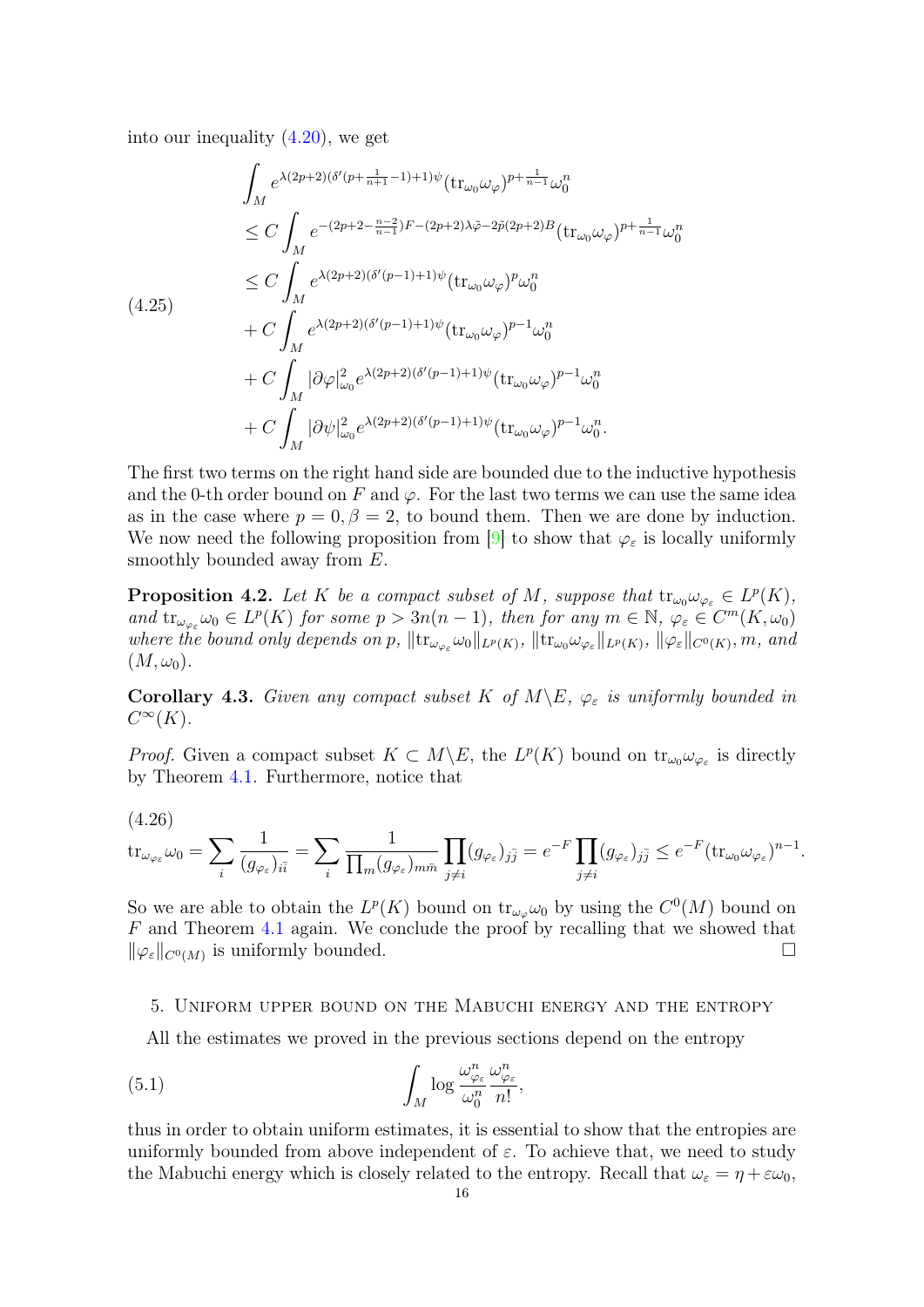into our inequality (4.20), we get

$$
\begin{aligned}
&\int_M e^{\lambda(2p+2)(\delta'(p+\frac{1}{n+1}-1)+1)\psi}(\mathrm{tr}_{\omega_0}\omega_\varphi)^{p+\frac{1}{n-1}}\omega_0^n \\
&\leq C\int_M e^{-(2p+2-\frac{n-2}{n-1})F-(2p+2)\lambda\tilde{\varphi}-2\tilde{p}(2p+2)B}(\mathrm{tr}_{\omega_0}\omega_\varphi)^{p+\frac{1}{n-1}}\omega_0^n \\
&\leq C\int_M e^{\lambda(2p+2)(\delta'(p-1)+1)\psi}(\mathrm{tr}_{\omega_0}\omega_\varphi)^{p}\omega_0^n \\
&+ C\int_M e^{\lambda(2p+2)(\delta'(p-1)+1)\psi}(\mathrm{tr}_{\omega_0}\omega_\varphi)^{p-1}\omega_0^n \\
&+ C\int_M |\partial\varphi|^2_{\omega_0} e^{\lambda(2p+2)(\delta'(p-1)+1)\psi}(\mathrm{tr}_{\omega_0}\omega_\varphi)^{p-1}\omega_0^n \\
&+ C\int_M |\partial\psi|^2_{\omega_0} e^{\lambda(2p+2)(\delta'(p-1)+1)\psi}(\mathrm{tr}_{\omega_0}\omega_\varphi)^{p-1}\omega_0^n.
\end{aligned} \tag{4.25}
$$

The first two terms on the right hand side are bounded due to the inductive hypothesis and the 0-th order bound on $F$ and $\varphi$. For the last two terms we can use the same idea as in the case where $p=0, \beta=2$, to bound them. Then we are done by induction. We now need the following proposition from [9] to show that $\varphi_\varepsilon$ is locally uniformly smoothly bounded away from $E$.

**Proposition 4.2.** *Let $K$ be a compact subset of $M$, suppose that $\mathrm{tr}_{\omega_0}\omega_{\varphi_\varepsilon} \in L^p(K)$, and $\mathrm{tr}_{\omega_{\varphi_\varepsilon}}\omega_0 \in L^p(K)$ for some $p > 3n(n-1)$, then for any $m \in \mathbb{N}$, $\varphi_\varepsilon \in C^m(K, \omega_0)$ where the bound only depends on $p$, $\|\mathrm{tr}_{\omega_{\varphi_\varepsilon}}\omega_0\|_{L^p(K)}$, $\|\mathrm{tr}_{\omega_0}\omega_{\varphi_\varepsilon}\|_{L^p(K)}$, $\|\varphi_\varepsilon\|_{C^0(K)}$, $m$, and $(M,\omega_0)$.*

**Corollary 4.3.** *Given any compact subset $K$ of $M\backslash E$, $\varphi_\varepsilon$ is uniformly bounded in $C^\infty(K)$.*

*Proof.* Given a compact subset $K \subset M\backslash E$, the $L^p(K)$ bound on $\mathrm{tr}_{\omega_0}\omega_{\varphi_\varepsilon}$ is directly by Theorem 4.1. Furthermore, notice that

$$
\mathrm{tr}_{\omega_{\varphi_\varepsilon}}\omega_0 = \sum_i \frac{1}{(g_{\varphi_\varepsilon})_{i\bar{i}}} = \sum_i \frac{1}{\prod_m (g_{\varphi_\varepsilon})_{m\bar{m}}}\prod_{j\neq i}(g_{\varphi_\varepsilon})_{j\bar{j}} = e^{-F}\prod_{j\neq i}(g_{\varphi_\varepsilon})_{j\bar{j}} \leq e^{-F}(\mathrm{tr}_{\omega_0}\omega_{\varphi_\varepsilon})^{n-1}. \tag{4.26}
$$

So we are able to obtain the $L^p(K)$ bound on $\mathrm{tr}_{\omega_\varphi}\omega_0$ by using the $C^0(M)$ bound on $F$ and Theorem 4.1 again. We conclude the proof by recalling that we showed that $\|\varphi_\varepsilon\|_{C^0(M)}$ is uniformly bounded. $\square$

## 5. Uniform upper bound on the Mabuchi energy and the entropy

All the estimates we proved in the previous sections depend on the entropy

$$
\int_M \log\frac{\omega_{\varphi_\varepsilon}^n}{\omega_0^n}\frac{\omega_{\varphi_\varepsilon}^n}{n!}, \tag{5.1}
$$

thus in order to obtain uniform estimates, it is essential to show that the entropies are uniformly bounded from above independent of $\varepsilon$. To achieve that, we need to study the Mabuchi energy which is closely related to the entropy. Recall that $\omega_\varepsilon = \eta + \varepsilon\omega_0$,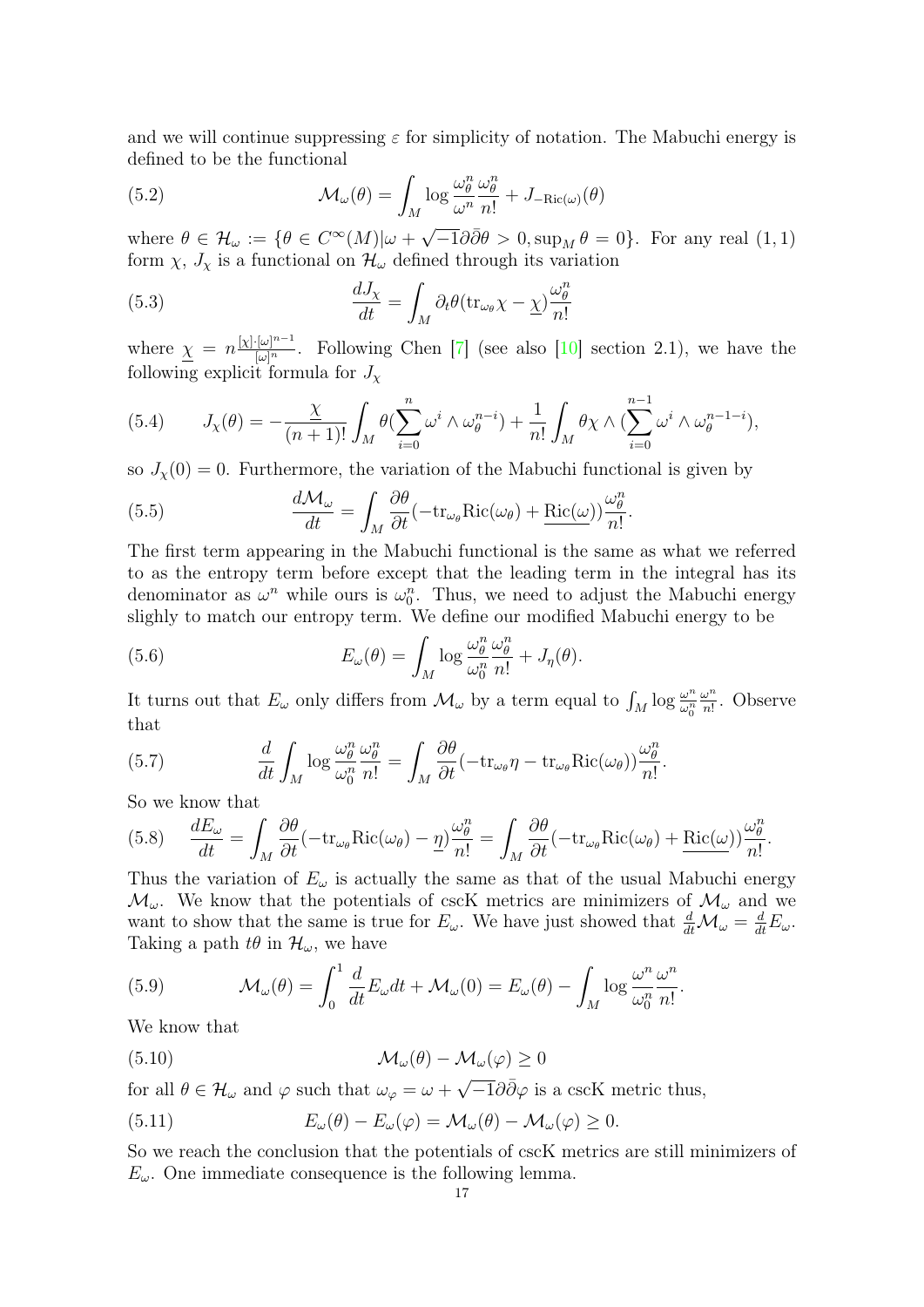and we will continue suppressing $\varepsilon$ for simplicity of notation. The Mabuchi energy is defined to be the functional

$$\mathcal{M}_\omega(\theta) = \int_M \log \frac{\omega_\theta^n}{\omega^n} \frac{\omega_\theta^n}{n!} + J_{-\mathrm{Ric}(\omega)}(\theta) \tag{5.2}$$

where $\theta \in \mathcal{H}_\omega := \{\theta \in C^\infty(M) | \omega + \sqrt{-1}\partial\bar{\partial}\theta > 0, \sup_M \theta = 0\}$. For any real $(1,1)$ form $\chi$, $J_\chi$ is a functional on $\mathcal{H}_\omega$ defined through its variation

$$\frac{dJ_\chi}{dt} = \int_M \partial_t \theta (\mathrm{tr}_{\omega_\theta} \chi - \underline{\chi}) \frac{\omega_\theta^n}{n!} \tag{5.3}$$

where $\underline{\chi} = n \frac{[\chi]\cdot[\omega]^{n-1}}{[\omega]^n}$. Following Chen [7] (see also [10] section 2.1), we have the following explicit formula for $J_\chi$

$$J_\chi(\theta) = -\frac{\underline{\chi}}{(n+1)!} \int_M \theta (\sum_{i=0}^{n} \omega^i \wedge \omega_\theta^{n-i}) + \frac{1}{n!} \int_M \theta \chi \wedge (\sum_{i=0}^{n-1} \omega^i \wedge \omega_\theta^{n-1-i}), \tag{5.4}$$

so $J_\chi(0) = 0$. Furthermore, the variation of the Mabuchi functional is given by

$$\frac{d\mathcal{M}_\omega}{dt} = \int_M \frac{\partial \theta}{\partial t} (-\mathrm{tr}_{\omega_\theta} \mathrm{Ric}(\omega_\theta) + \underline{\mathrm{Ric}(\omega)}) \frac{\omega_\theta^n}{n!}. \tag{5.5}$$

The first term appearing in the Mabuchi functional is the same as what we referred to as the entropy term before except that the leading term in the integral has its denominator as $\omega^n$ while ours is $\omega_0^n$. Thus, we need to adjust the Mabuchi energy slighly to match our entropy term. We define our modified Mabuchi energy to be

$$E_\omega(\theta) = \int_M \log \frac{\omega_\theta^n}{\omega_0^n} \frac{\omega_\theta^n}{n!} + J_\eta(\theta). \tag{5.6}$$

It turns out that $E_\omega$ only differs from $\mathcal{M}_\omega$ by a term equal to $\int_M \log \frac{\omega^n}{\omega_0^n} \frac{\omega^n}{n!}$. Observe that

$$\frac{d}{dt} \int_M \log \frac{\omega_\theta^n}{\omega_0^n} \frac{\omega_\theta^n}{n!} = \int_M \frac{\partial \theta}{\partial t} (-\mathrm{tr}_{\omega_\theta} \eta - \mathrm{tr}_{\omega_\theta} \mathrm{Ric}(\omega_\theta)) \frac{\omega_\theta^n}{n!}. \tag{5.7}$$

So we know that

$$\frac{dE_\omega}{dt} = \int_M \frac{\partial \theta}{\partial t} (-\mathrm{tr}_{\omega_\theta} \mathrm{Ric}(\omega_\theta) - \underline{\eta}) \frac{\omega_\theta^n}{n!} = \int_M \frac{\partial \theta}{\partial t} (-\mathrm{tr}_{\omega_\theta} \mathrm{Ric}(\omega_\theta) + \underline{\mathrm{Ric}(\omega)}) \frac{\omega_\theta^n}{n!}. \tag{5.8}$$

Thus the variation of $E_\omega$ is actually the same as that of the usual Mabuchi energy $\mathcal{M}_\omega$. We know that the potentials of cscK metrics are minimizers of $\mathcal{M}_\omega$ and we want to show that the same is true for $E_\omega$. We have just showed that $\frac{d}{dt}\mathcal{M}_\omega = \frac{d}{dt} E_\omega$. Taking a path $t\theta$ in $\mathcal{H}_\omega$, we have

$$\mathcal{M}_\omega(\theta) = \int_0^1 \frac{d}{dt} E_\omega dt + \mathcal{M}_\omega(0) = E_\omega(\theta) - \int_M \log \frac{\omega^n}{\omega_0^n} \frac{\omega^n}{n!}. \tag{5.9}$$

We know that

$$\mathcal{M}_\omega(\theta) - \mathcal{M}_\omega(\varphi) \geq 0 \tag{5.10}$$

for all $\theta \in \mathcal{H}_\omega$ and $\varphi$ such that $\omega_\varphi = \omega + \sqrt{-1}\partial\bar{\partial}\varphi$ is a cscK metric thus,

$$E_\omega(\theta) - E_\omega(\varphi) = \mathcal{M}_\omega(\theta) - \mathcal{M}_\omega(\varphi) \geq 0. \tag{5.11}$$

So we reach the conclusion that the potentials of cscK metrics are still minimizers of $E_\omega$. One immediate consequence is the following lemma.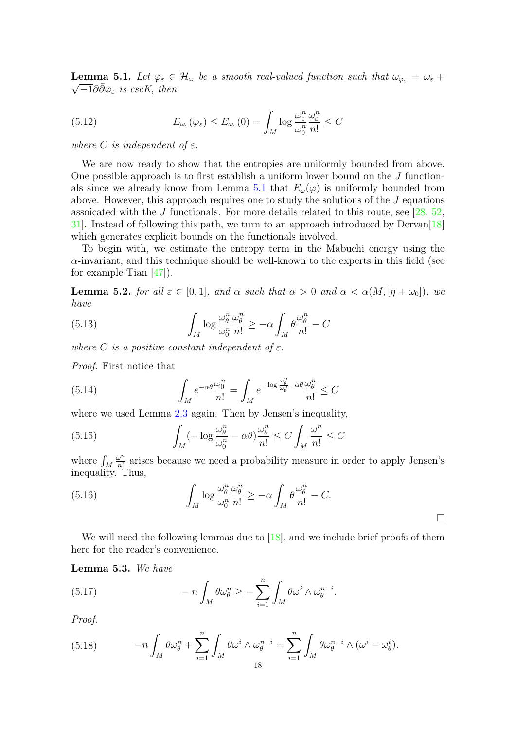**Lemma 5.1.** *Let $\varphi_\varepsilon \in \mathcal{H}_\omega$ be a smooth real-valued function such that $\omega_{\varphi_\varepsilon} = \omega_\varepsilon + \sqrt{-1}\partial\bar{\partial}\varphi_\varepsilon$ is cscK, then*

$$E_{\omega_\varepsilon}(\varphi_\varepsilon) \leq E_{\omega_\varepsilon}(0) = \int_M \log \frac{\omega_\varepsilon^n}{\omega_0^n} \frac{\omega_\varepsilon^n}{n!} \leq C \tag{5.12}$$

*where $C$ is independent of $\varepsilon$.*

We are now ready to show that the entropies are uniformly bounded from above. One possible approach is to first establish a uniform lower bound on the $J$ functionals since we already know from Lemma 5.1 that $E_\omega(\varphi)$ is uniformly bounded from above. However, this approach requires one to study the solutions of the $J$ equations assoicated with the $J$ functionals. For more details related to this route, see [28, 52, 31]. Instead of following this path, we turn to an approach introduced by Dervan[18] which generates explicit bounds on the functionals involved.

To begin with, we estimate the entropy term in the Mabuchi energy using the $\alpha$-invariant, and this technique should be well-known to the experts in this field (see for example Tian [47]).

**Lemma 5.2.** *for all $\varepsilon \in [0, 1]$, and $\alpha$ such that $\alpha > 0$ and $\alpha < \alpha(M, [\eta + \omega_0])$, we have*

$$\int_M \log \frac{\omega_\theta^n}{\omega_0^n} \frac{\omega_\theta^n}{n!} \geq -\alpha \int_M \theta \frac{\omega_\theta^n}{n!} - C \tag{5.13}$$

*where $C$ is a positive constant independent of $\varepsilon$.*

*Proof.* First notice that

$$\int_M e^{-\alpha\theta} \frac{\omega_0^n}{n!} = \int_M e^{-\log \frac{\omega_\theta^n}{\omega_0^n} - \alpha\theta} \frac{\omega_\theta^n}{n!} \leq C \tag{5.14}$$

where we used Lemma 2.3 again. Then by Jensen's inequality,

$$\int_M \left(-\log \frac{\omega_\theta^n}{\omega_0^n} - \alpha\theta\right) \frac{\omega_\theta^n}{n!} \leq C \int_M \frac{\omega^n}{n!} \leq C \tag{5.15}$$

where $\int_M \frac{\omega^n}{n!}$ arises because we need a probability measure in order to apply Jensen's inequality. Thus,

$$\int_M \log \frac{\omega_\theta^n}{\omega_0^n} \frac{\omega_\theta^n}{n!} \geq -\alpha \int_M \theta \frac{\omega_\theta^n}{n!} - C. \tag{5.16}$$

□

We will need the following lemmas due to [18], and we include brief proofs of them here for the reader's convenience.

**Lemma 5.3.** *We have*

$$-n \int_M \theta \omega_\theta^n \geq -\sum_{i=1}^n \int_M \theta \omega^i \wedge \omega_\theta^{n-i}. \tag{5.17}$$

*Proof.*

$$-n \int_M \theta \omega_\theta^n + \sum_{i=1}^n \int_M \theta \omega^i \wedge \omega_\theta^{n-i} = \sum_{i=1}^n \int_M \theta \omega_\theta^{n-i} \wedge (\omega^i - \omega_\theta^i). \tag{5.18}$$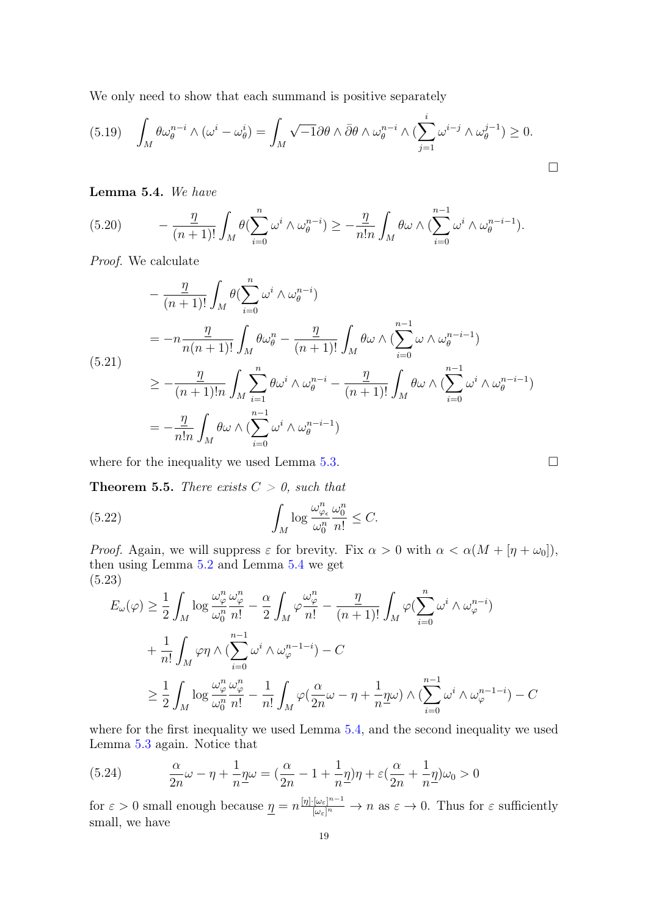We only need to show that each summand is positive separately

$$\int_M \theta\omega_\theta^{n-i} \wedge (\omega^i - \omega_\theta^i) = \int_M \sqrt{-1}\partial\theta \wedge \bar{\partial}\theta \wedge \omega_\theta^{n-i} \wedge (\sum_{j=1}^{i} \omega^{i-j} \wedge \omega_\theta^{j-1}) \geq 0. \tag{5.19}$$

□

**Lemma 5.4.** *We have*

$$-\frac{\underline{\eta}}{(n+1)!}\int_M \theta(\sum_{i=0}^{n} \omega^i \wedge \omega_\theta^{n-i}) \geq -\frac{\underline{\eta}}{n!n}\int_M \theta\omega \wedge (\sum_{i=0}^{n-1} \omega^i \wedge \omega_\theta^{n-i-1}). \tag{5.20}$$

*Proof.* We calculate

$$\begin{aligned}
&-\frac{\underline{\eta}}{(n+1)!}\int_M \theta(\sum_{i=0}^{n} \omega^i \wedge \omega_\theta^{n-i}) \\
&= -n\frac{\underline{\eta}}{n(n+1)!}\int_M \theta\omega_\theta^n - \frac{\underline{\eta}}{(n+1)!}\int_M \theta\omega \wedge (\sum_{i=0}^{n-1} \omega \wedge \omega_\theta^{n-i-1}) \\
&\geq -\frac{\underline{\eta}}{(n+1)!n}\int_M \sum_{i=1}^{n} \theta\omega^i \wedge \omega_\theta^{n-i} - \frac{\underline{\eta}}{(n+1)!}\int_M \theta\omega \wedge (\sum_{i=0}^{n-1} \omega^i \wedge \omega_\theta^{n-i-1}) \\
&= -\frac{\underline{\eta}}{n!n}\int_M \theta\omega \wedge (\sum_{i=0}^{n-1} \omega^i \wedge \omega_\theta^{n-i-1})
\end{aligned} \tag{5.21}$$

where for the inequality we used Lemma 5.3. □

**Theorem 5.5.** *There exists $C > 0$, such that*

$$\int_M \log \frac{\omega_{\varphi_\varepsilon}^n}{\omega_0^n}\frac{\omega_0^n}{n!} \leq C. \tag{5.22}$$

*Proof.* Again, we will suppress $\varepsilon$ for brevity. Fix $\alpha > 0$ with $\alpha < \alpha(M + [\eta + \omega_0])$, then using Lemma 5.2 and Lemma 5.4 we get

$$\begin{aligned}
E_\omega(\varphi) &\geq \frac{1}{2}\int_M \log \frac{\omega_\varphi^n}{\omega_0^n}\frac{\omega_\varphi^n}{n!} - \frac{\alpha}{2}\int_M \varphi\frac{\omega_\varphi^n}{n!} - \frac{\underline{\eta}}{(n+1)!}\int_M \varphi(\sum_{i=0}^{n} \omega^i \wedge \omega_\varphi^{n-i}) \\
&\quad + \frac{1}{n!}\int_M \varphi\eta \wedge (\sum_{i=0}^{n-1} \omega^i \wedge \omega_\varphi^{n-1-i}) - C \\
&\geq \frac{1}{2}\int_M \log \frac{\omega_\varphi^n}{\omega_0^n}\frac{\omega_\varphi^n}{n!} - \frac{1}{n!}\int_M \varphi(\frac{\alpha}{2n}\omega - \eta + \frac{1}{n}\underline{\eta}\omega) \wedge (\sum_{i=0}^{n-1} \omega^i \wedge \omega_\varphi^{n-1-i}) - C
\end{aligned} \tag{5.23}$$

where for the first inequality we used Lemma 5.4, and the second inequality we used Lemma 5.3 again. Notice that

$$\frac{\alpha}{2n}\omega - \eta + \frac{1}{n}\underline{\eta}\omega = (\frac{\alpha}{2n} - 1 + \frac{1}{n}\underline{\eta})\eta + \varepsilon(\frac{\alpha}{2n} + \frac{1}{n}\underline{\eta})\omega_0 > 0 \tag{5.24}$$

for $\varepsilon > 0$ small enough because $\underline{\eta} = n\frac{[\eta]\cdot[\omega_\varepsilon]^{n-1}}{[\omega_\varepsilon]^n} \to n$ as $\varepsilon \to 0$. Thus for $\varepsilon$ sufficiently small, we have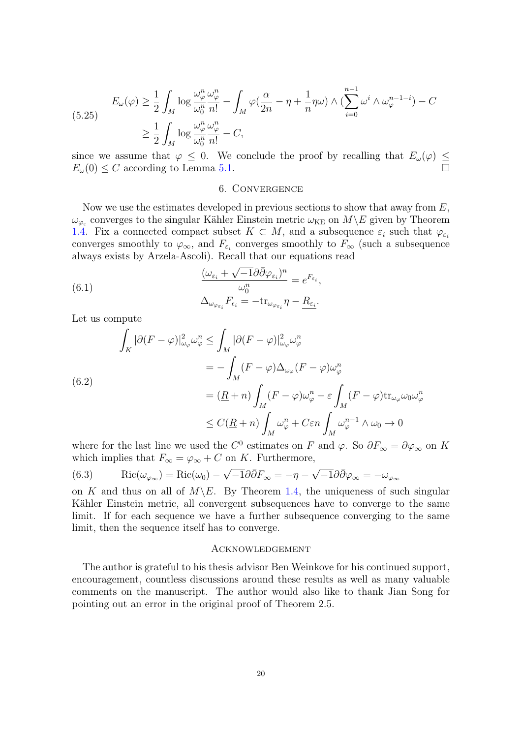$$
\begin{aligned}
E_\omega(\varphi) &\geq \frac{1}{2}\int_M \log\frac{\omega_\varphi^n}{\omega_0^n}\frac{\omega_\varphi^n}{n!} - \int_M \varphi\left(\frac{\alpha}{2n} - \eta + \frac{1}{n}\underline{\eta}\omega\right)\wedge\left(\sum_{i=0}^{n-1}\omega^i\wedge\omega_\varphi^{n-1-i}\right) - C \\
&\geq \frac{1}{2}\int_M \log\frac{\omega_\varphi^n}{\omega_0^n}\frac{\omega_\varphi^n}{n!} - C,
\end{aligned} \tag{5.25}
$$

since we assume that $\varphi \leq 0$. We conclude the proof by recalling that $E_\omega(\varphi) \leq E_\omega(0) \leq C$ according to Lemma 5.1. □

## 6. Convergence

Now we use the estimates developed in previous sections to show that away from $E$, $\omega_{\varphi_\varepsilon}$ converges to the singular Kähler Einstein metric $\omega_{\mathrm{KE}}$ on $M\backslash E$ given by Theorem 1.4. Fix a connected compact subset $K \subset M$, and a subsequence $\varepsilon_i$ such that $\varphi_{\varepsilon_i}$ converges smoothly to $\varphi_\infty$, and $F_{\varepsilon_i}$ converges smoothly to $F_\infty$ (such a subsequence always exists by Arzela-Ascoli). Recall that our equations read

$$
\begin{aligned}
&\frac{(\omega_{\varepsilon_i} + \sqrt{-1}\partial\bar{\partial}\varphi_{\varepsilon_i})^n}{\omega_0^n} = e^{F_{\varepsilon_i}}, \\
&\Delta_{\omega_{\varphi_{\varepsilon_i}}} F_{\epsilon_i} = -\mathrm{tr}_{\omega_{\varphi_{\varepsilon_i}}}\eta - \underline{R_{\varepsilon_i}}.
\end{aligned} \tag{6.1}
$$

Let us compute

$$
\begin{aligned}
\int_K |\partial(F-\varphi)|^2_{\omega_\varphi}\omega_\varphi^n &\leq \int_M |\partial(F-\varphi)|^2_{\omega_\varphi}\omega_\varphi^n \\
&= -\int_M (F-\varphi)\Delta_{\omega_\varphi}(F-\varphi)\omega_\varphi^n \\
&= (\underline{R}+n)\int_M (F-\varphi)\omega_\varphi^n - \varepsilon\int_M (F-\varphi)\mathrm{tr}_{\omega_\varphi}\omega_0\omega_\varphi^n \\
&\leq C(\underline{R}+n)\int_M \omega_\varphi^n + C\varepsilon n\int_M \omega_\varphi^{n-1}\wedge\omega_0 \to 0
\end{aligned} \tag{6.2}
$$

where for the last line we used the $C^0$ estimates on $F$ and $\varphi$. So $\partial F_\infty = \partial\varphi_\infty$ on $K$ which implies that $F_\infty = \varphi_\infty + C$ on $K$. Furthermore,

$$
\mathrm{Ric}(\omega_{\varphi_\infty}) = \mathrm{Ric}(\omega_0) - \sqrt{-1}\partial\bar{\partial}F_\infty = -\eta - \sqrt{-1}\partial\bar{\partial}\varphi_\infty = -\omega_{\varphi_\infty} \tag{6.3}
$$

on $K$ and thus on all of $M\backslash E$. By Theorem 1.4, the uniqueness of such singular Kähler Einstein metric, all convergent subsequences have to converge to the same limit. If for each sequence we have a further subsequence converging to the same limit, then the sequence itself has to converge.

## Acknowledgement

The author is grateful to his thesis advisor Ben Weinkove for his continued support, encouragement, countless discussions around these results as well as many valuable comments on the manuscript. The author would also like to thank Jian Song for pointing out an error in the original proof of Theorem 2.5.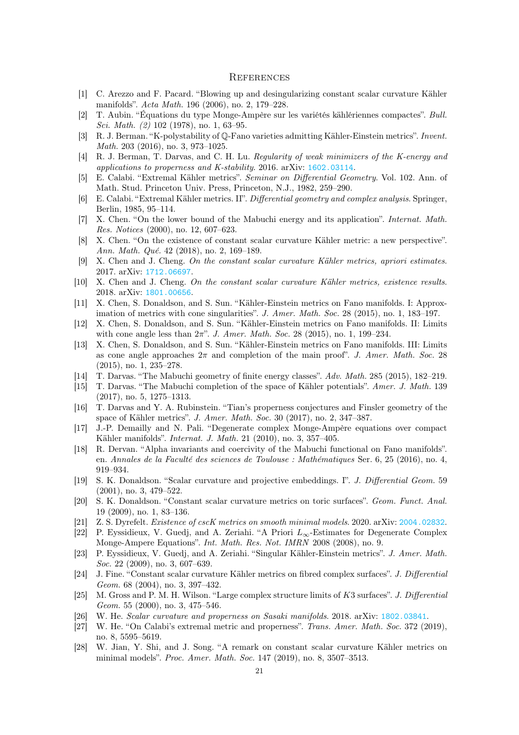## References

[1] C. Arezzo and F. Pacard. “Blowing up and desingularizing constant scalar curvature Kähler manifolds”. *Acta Math.* 196 (2006), no. 2, 179–228.

[2] T. Aubin. “Équations du type Monge-Ampère sur les variétés kählériennes compactes”. *Bull. Sci. Math. (2)* 102 (1978), no. 1, 63–95.

[3] R. J. Berman. “K-polystability of $\mathbb{Q}$-Fano varieties admitting Kähler-Einstein metrics”. *Invent. Math.* 203 (2016), no. 3, 973–1025.

[4] R. J. Berman, T. Darvas, and C. H. Lu. *Regularity of weak minimizers of the K-energy and applications to properness and K-stability*. 2016. arXiv: 1602.03114.

[5] E. Calabi. “Extremal Kähler metrics”. *Seminar on Differential Geometry*. Vol. 102. Ann. of Math. Stud. Princeton Univ. Press, Princeton, N.J., 1982, 259–290.

[6] E. Calabi. “Extremal Kähler metrics. II”. *Differential geometry and complex analysis*. Springer, Berlin, 1985, 95–114.

[7] X. Chen. “On the lower bound of the Mabuchi energy and its application”. *Internat. Math. Res. Notices* (2000), no. 12, 607–623.

[8] X. Chen. “On the existence of constant scalar curvature Kähler metric: a new perspective”. *Ann. Math. Qué.* 42 (2018), no. 2, 169–189.

[9] X. Chen and J. Cheng. *On the constant scalar curvature Kähler metrics, apriori estimates*. 2017. arXiv: 1712.06697.

[10] X. Chen and J. Cheng. *On the constant scalar curvature Kähler metrics, existence results*. 2018. arXiv: 1801.00656.

[11] X. Chen, S. Donaldson, and S. Sun. “Kähler-Einstein metrics on Fano manifolds. I: Approximation of metrics with cone singularities”. *J. Amer. Math. Soc.* 28 (2015), no. 1, 183–197.

[12] X. Chen, S. Donaldson, and S. Sun. “Kähler-Einstein metrics on Fano manifolds. II: Limits with cone angle less than $2\pi$”. *J. Amer. Math. Soc.* 28 (2015), no. 1, 199–234.

[13] X. Chen, S. Donaldson, and S. Sun. “Kähler-Einstein metrics on Fano manifolds. III: Limits as cone angle approaches $2\pi$ and completion of the main proof”. *J. Amer. Math. Soc.* 28 (2015), no. 1, 235–278.

[14] T. Darvas. “The Mabuchi geometry of finite energy classes”. *Adv. Math.* 285 (2015), 182–219.

[15] T. Darvas. “The Mabuchi completion of the space of Kähler potentials”. *Amer. J. Math.* 139 (2017), no. 5, 1275–1313.

[16] T. Darvas and Y. A. Rubinstein. “Tian’s properness conjectures and Finsler geometry of the space of Kähler metrics”. *J. Amer. Math. Soc.* 30 (2017), no. 2, 347–387.

[17] J.-P. Demailly and N. Pali. “Degenerate complex Monge-Ampère equations over compact Kähler manifolds”. *Internat. J. Math.* 21 (2010), no. 3, 357–405.

[18] R. Dervan. “Alpha invariants and coercivity of the Mabuchi functional on Fano manifolds”. en. *Annales de la Faculté des sciences de Toulouse : Mathématiques* Ser. 6, 25 (2016), no. 4, 919–934.

[19] S. K. Donaldson. “Scalar curvature and projective embeddings. I”. *J. Differential Geom.* 59 (2001), no. 3, 479–522.

[20] S. K. Donaldson. “Constant scalar curvature metrics on toric surfaces”. *Geom. Funct. Anal.* 19 (2009), no. 1, 83–136.

[21] Z. S. Dyrefelt. *Existence of cscK metrics on smooth minimal models*. 2020. arXiv: 2004.02832.

[22] P. Eyssidieux, V. Guedj, and A. Zeriahi. “A Priori $L_\infty$-Estimates for Degenerate Complex Monge-Ampere Equations”. *Int. Math. Res. Not. IMRN* 2008 (2008), no. 9.

[23] P. Eyssidieux, V. Guedj, and A. Zeriahi. “Singular Kähler-Einstein metrics”. *J. Amer. Math. Soc.* 22 (2009), no. 3, 607–639.

[24] J. Fine. “Constant scalar curvature Kähler metrics on fibred complex surfaces”. *J. Differential Geom.* 68 (2004), no. 3, 397–432.

[25] M. Gross and P. M. H. Wilson. “Large complex structure limits of $K3$ surfaces”. *J. Differential Geom.* 55 (2000), no. 3, 475–546.

[26] W. He. *Scalar curvature and properness on Sasaki manifolds*. 2018. arXiv: 1802.03841.

[27] W. He. “On Calabi’s extremal metric and properness”. *Trans. Amer. Math. Soc.* 372 (2019), no. 8, 5595–5619.

[28] W. Jian, Y. Shi, and J. Song. “A remark on constant scalar curvature Kähler metrics on minimal models”. *Proc. Amer. Math. Soc.* 147 (2019), no. 8, 3507–3513.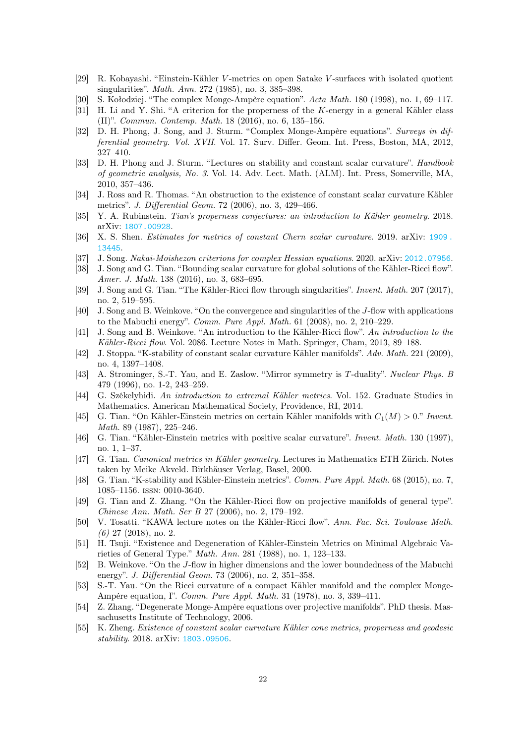[29] R. Kobayashi. "Einstein-Kähler $V$-metrics on open Satake $V$-surfaces with isolated quotient singularities". *Math. Ann.* 272 (1985), no. 3, 385–398.

[30] S. Kołodziej. "The complex Monge-Ampère equation". *Acta Math.* 180 (1998), no. 1, 69–117.

[31] H. Li and Y. Shi. "A criterion for the properness of the $K$-energy in a general Kähler class (II)". *Commun. Contemp. Math.* 18 (2016), no. 6, 135–156.

[32] D. H. Phong, J. Song, and J. Sturm. "Complex Monge-Ampère equations". *Surveys in differential geometry. Vol. XVII*. Vol. 17. Surv. Differ. Geom. Int. Press, Boston, MA, 2012, 327–410.

[33] D. H. Phong and J. Sturm. "Lectures on stability and constant scalar curvature". *Handbook of geometric analysis, No. 3*. Vol. 14. Adv. Lect. Math. (ALM). Int. Press, Somerville, MA, 2010, 357–436.

[34] J. Ross and R. Thomas. "An obstruction to the existence of constant scalar curvature Kähler metrics". *J. Differential Geom.* 72 (2006), no. 3, 429–466.

[35] Y. A. Rubinstein. *Tian's properness conjectures: an introduction to Kähler geometry*. 2018. arXiv: 1807.00928.

[36] X. S. Shen. *Estimates for metrics of constant Chern scalar curvature*. 2019. arXiv: 1909.13445.

[37] J. Song. *Nakai-Moishezon criterions for complex Hessian equations*. 2020. arXiv: 2012.07956.

[38] J. Song and G. Tian. "Bounding scalar curvature for global solutions of the Kähler-Ricci flow". *Amer. J. Math.* 138 (2016), no. 3, 683–695.

[39] J. Song and G. Tian. "The Kähler-Ricci flow through singularities". *Invent. Math.* 207 (2017), no. 2, 519–595.

[40] J. Song and B. Weinkove. "On the convergence and singularities of the $J$-flow with applications to the Mabuchi energy". *Comm. Pure Appl. Math.* 61 (2008), no. 2, 210–229.

[41] J. Song and B. Weinkove. "An introduction to the Kähler-Ricci flow". *An introduction to the Kähler-Ricci flow*. Vol. 2086. Lecture Notes in Math. Springer, Cham, 2013, 89–188.

[42] J. Stoppa. "K-stability of constant scalar curvature Kähler manifolds". *Adv. Math.* 221 (2009), no. 4, 1397–1408.

[43] A. Strominger, S.-T. Yau, and E. Zaslow. "Mirror symmetry is $T$-duality". *Nuclear Phys. B* 479 (1996), no. 1-2, 243–259.

[44] G. Székelyhidi. *An introduction to extremal Kähler metrics*. Vol. 152. Graduate Studies in Mathematics. American Mathematical Society, Providence, RI, 2014.

[45] G. Tian. "On Kähler-Einstein metrics on certain Kähler manifolds with $C_1(M) > 0$." *Invent. Math.* 89 (1987), 225–246.

[46] G. Tian. "Kähler-Einstein metrics with positive scalar curvature". *Invent. Math.* 130 (1997), no. 1, 1–37.

[47] G. Tian. *Canonical metrics in Kähler geometry*. Lectures in Mathematics ETH Zürich. Notes taken by Meike Akveld. Birkhäuser Verlag, Basel, 2000.

[48] G. Tian. "K-stability and Kähler-Einstein metrics". *Comm. Pure Appl. Math.* 68 (2015), no. 7, 1085–1156. ISSN: 0010-3640.

[49] G. Tian and Z. Zhang. "On the Kähler-Ricci flow on projective manifolds of general type". *Chinese Ann. Math. Ser B* 27 (2006), no. 2, 179–192.

[50] V. Tosatti. "KAWA lecture notes on the Kähler-Ricci flow". *Ann. Fac. Sci. Toulouse Math. (6)* 27 (2018), no. 2.

[51] H. Tsuji. "Existence and Degeneration of Kähler-Einstein Metrics on Minimal Algebraic Varieties of General Type." *Math. Ann.* 281 (1988), no. 1, 123–133.

[52] B. Weinkove. "On the $J$-flow in higher dimensions and the lower boundedness of the Mabuchi energy". *J. Differential Geom.* 73 (2006), no. 2, 351–358.

[53] S.-T. Yau. "On the Ricci curvature of a compact Kähler manifold and the complex Monge-Ampére equation, I". *Comm. Pure Appl. Math.* 31 (1978), no. 3, 339–411.

[54] Z. Zhang. "Degenerate Monge-Ampère equations over projective manifolds". PhD thesis. Massachusetts Institute of Technology, 2006.

[55] K. Zheng. *Existence of constant scalar curvature Kähler cone metrics, properness and geodesic stability*. 2018. arXiv: 1803.09506.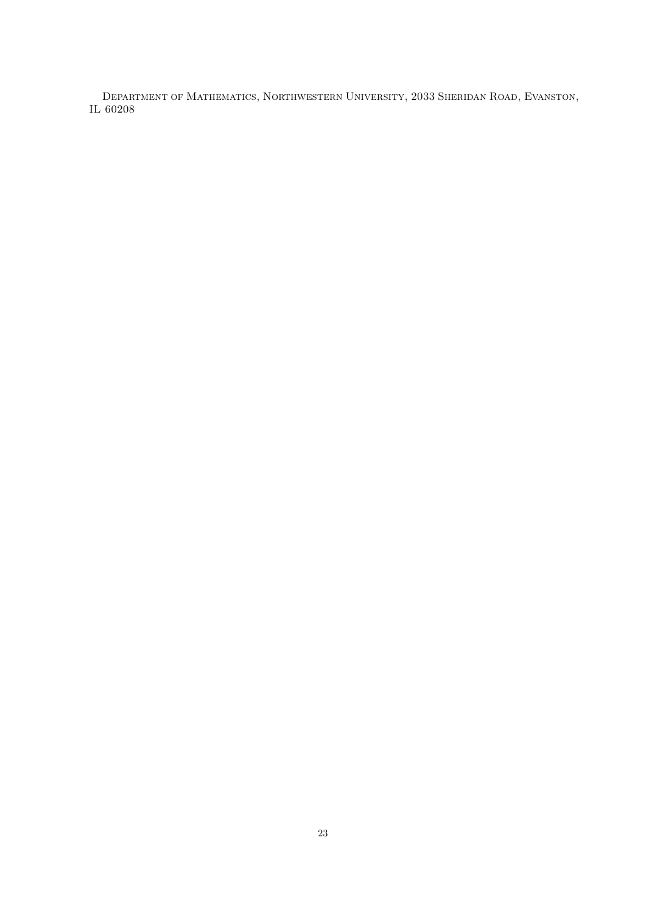Department of Mathematics, Northwestern University, 2033 Sheridan Road, Evanston, IL 60208